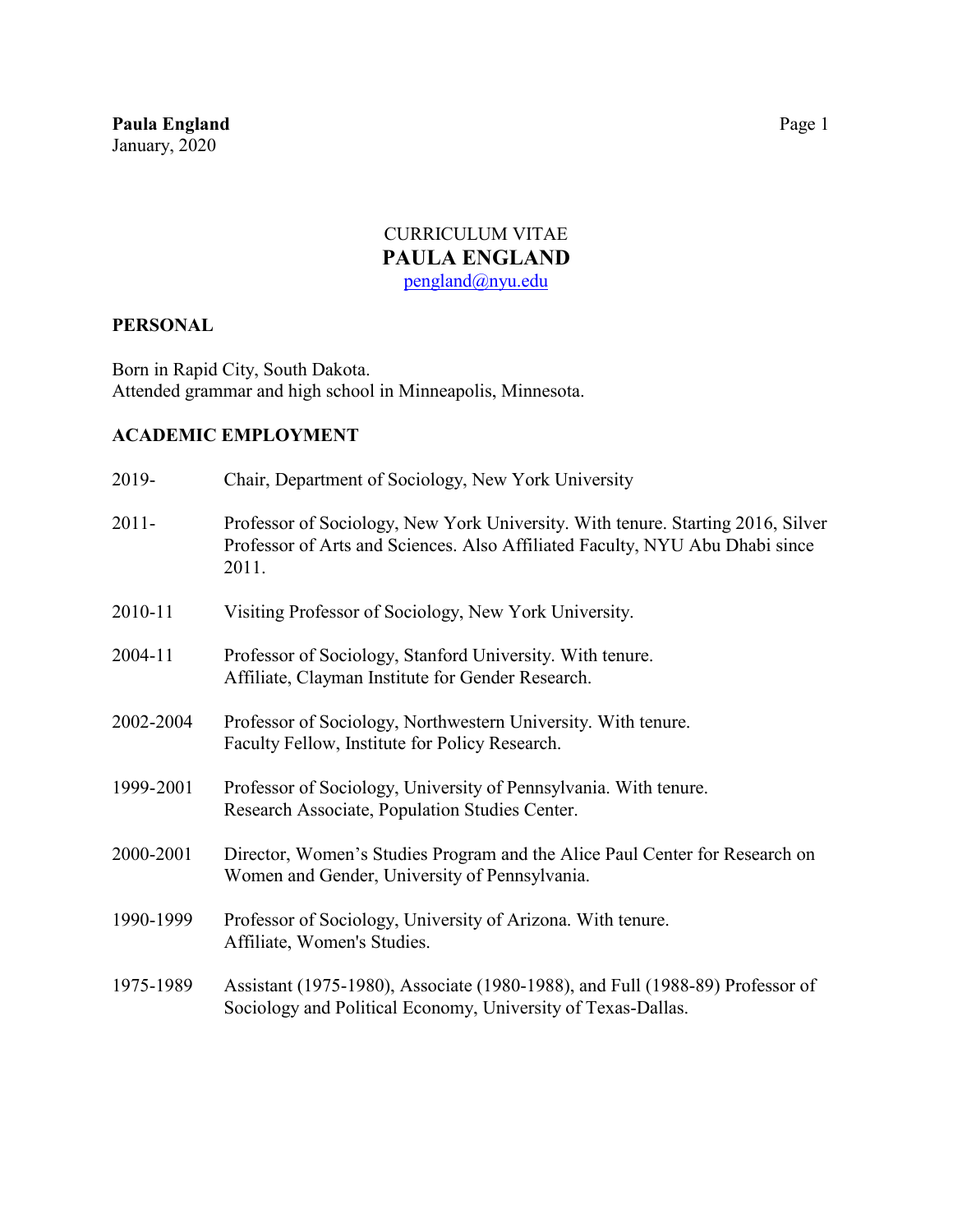# CURRICULUM VITAE
# PAULA ENGLAND

pengland@nyu.edu

## PERSONAL

Born in Rapid City, South Dakota.
Attended grammar and high school in Minneapolis, Minnesota.

## ACADEMIC EMPLOYMENT

| | |
|---|---|
| 2019- | Chair, Department of Sociology, New York University |
| 2011- | Professor of Sociology, New York University. With tenure. Starting 2016, Silver Professor of Arts and Sciences. Also Affiliated Faculty, NYU Abu Dhabi since 2011. |
| 2010-11 | Visiting Professor of Sociology, New York University. |
| 2004-11 | Professor of Sociology, Stanford University. With tenure. Affiliate, Clayman Institute for Gender Research. |
| 2002-2004 | Professor of Sociology, Northwestern University. With tenure. Faculty Fellow, Institute for Policy Research. |
| 1999-2001 | Professor of Sociology, University of Pennsylvania. With tenure. Research Associate, Population Studies Center. |
| 2000-2001 | Director, Women's Studies Program and the Alice Paul Center for Research on Women and Gender, University of Pennsylvania. |
| 1990-1999 | Professor of Sociology, University of Arizona. With tenure. Affiliate, Women's Studies. |
| 1975-1989 | Assistant (1975-1980), Associate (1980-1988), and Full (1988-89) Professor of Sociology and Political Economy, University of Texas-Dallas. |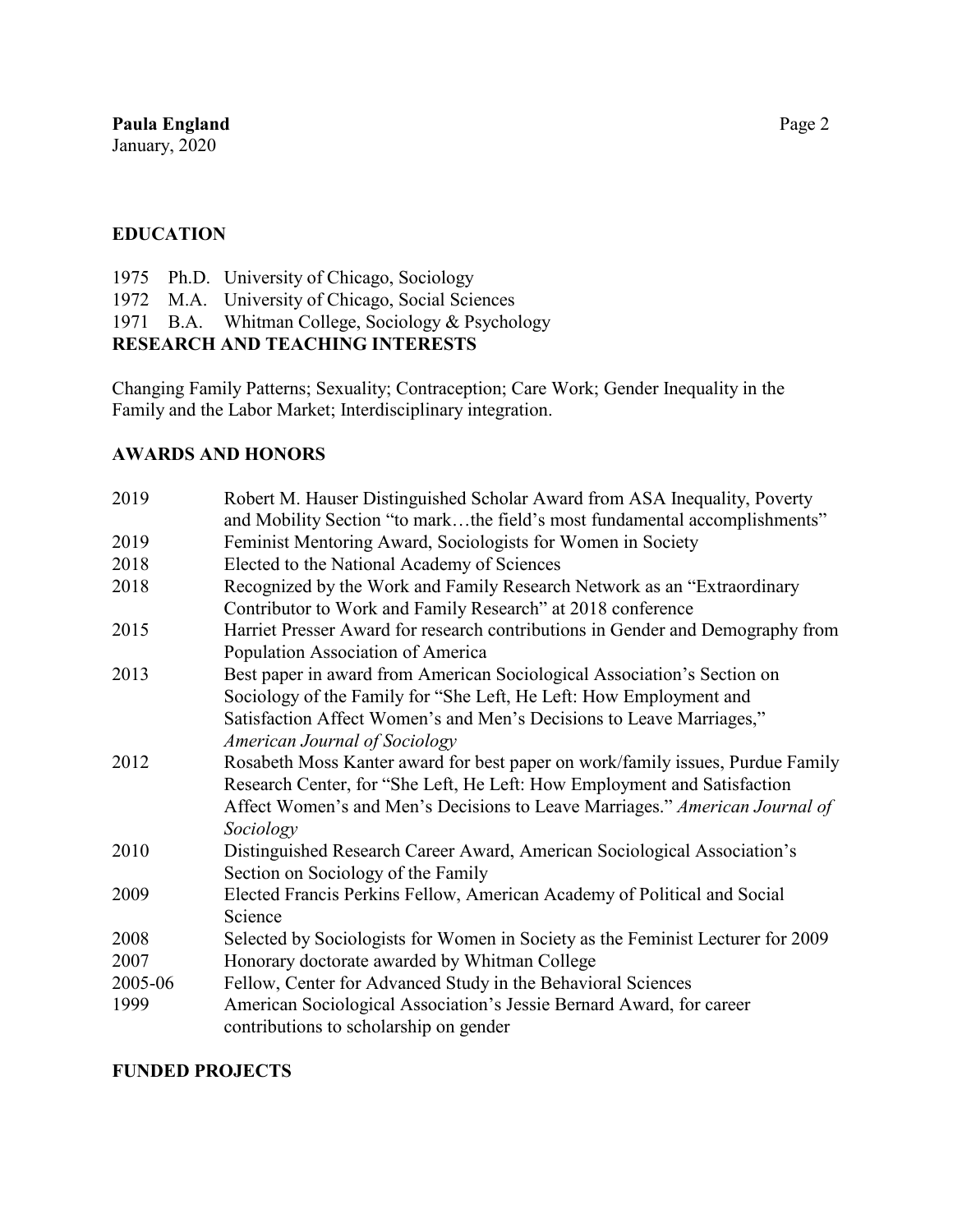## EDUCATION

1975 Ph.D. University of Chicago, Sociology
1972 M.A. University of Chicago, Social Sciences
1971 B.A. Whitman College, Sociology & Psychology

## RESEARCH AND TEACHING INTERESTS

Changing Family Patterns; Sexuality; Contraception; Care Work; Gender Inequality in the Family and the Labor Market; Interdisciplinary integration.

## AWARDS AND HONORS

| | |
|---|---|
| 2019 | Robert M. Hauser Distinguished Scholar Award from ASA Inequality, Poverty and Mobility Section "to mark…the field's most fundamental accomplishments" |
| 2019 | Feminist Mentoring Award, Sociologists for Women in Society |
| 2018 | Elected to the National Academy of Sciences |
| 2018 | Recognized by the Work and Family Research Network as an "Extraordinary Contributor to Work and Family Research" at 2018 conference |
| 2015 | Harriet Presser Award for research contributions in Gender and Demography from Population Association of America |
| 2013 | Best paper in award from American Sociological Association's Section on Sociology of the Family for "She Left, He Left: How Employment and Satisfaction Affect Women's and Men's Decisions to Leave Marriages," *American Journal of Sociology* |
| 2012 | Rosabeth Moss Kanter award for best paper on work/family issues, Purdue Family Research Center, for "She Left, He Left: How Employment and Satisfaction Affect Women's and Men's Decisions to Leave Marriages." *American Journal of Sociology* |
| 2010 | Distinguished Research Career Award, American Sociological Association's Section on Sociology of the Family |
| 2009 | Elected Francis Perkins Fellow, American Academy of Political and Social Science |
| 2008 | Selected by Sociologists for Women in Society as the Feminist Lecturer for 2009 |
| 2007 | Honorary doctorate awarded by Whitman College |
| 2005-06 | Fellow, Center for Advanced Study in the Behavioral Sciences |
| 1999 | American Sociological Association's Jessie Bernard Award, for career contributions to scholarship on gender |

## FUNDED PROJECTS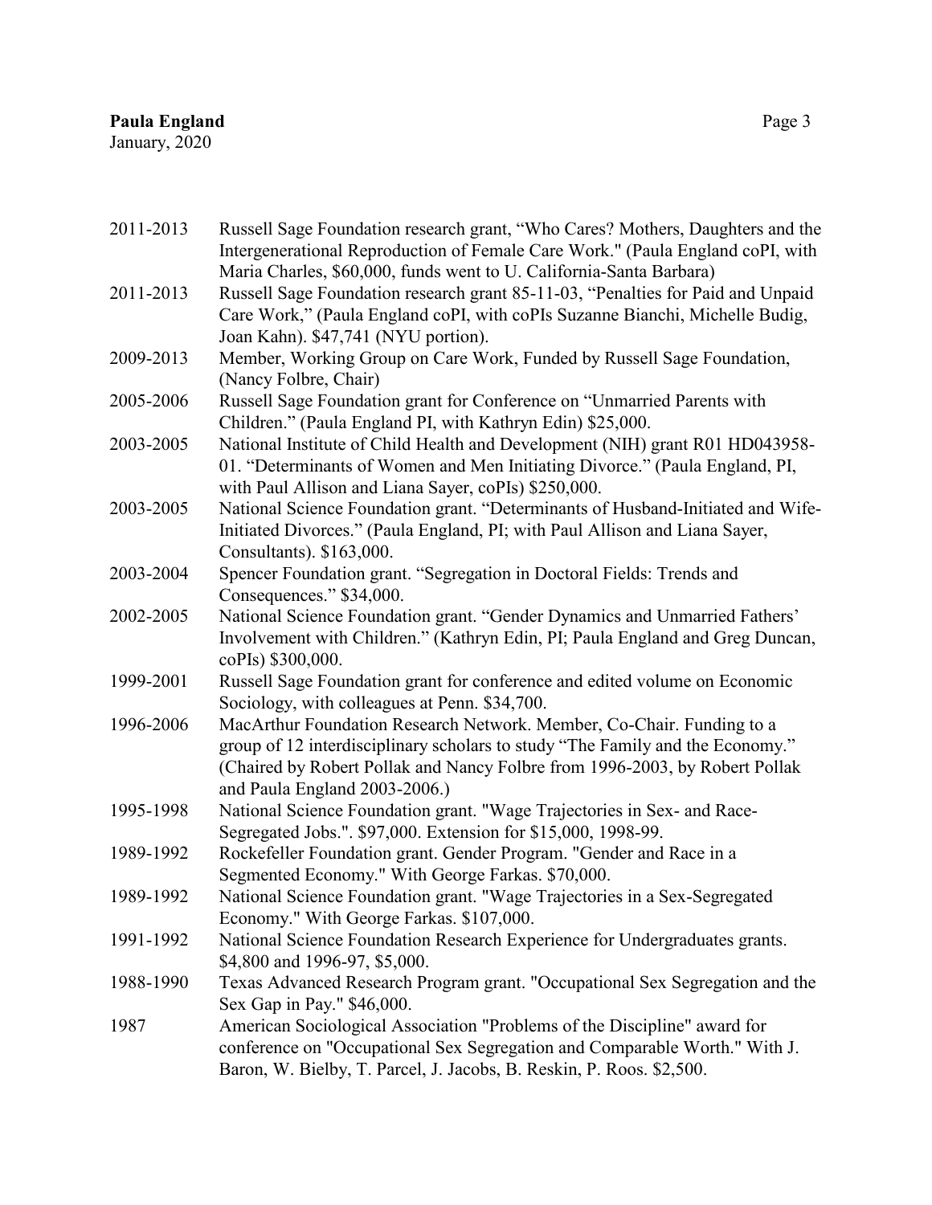2011-2013 Russell Sage Foundation research grant, "Who Cares? Mothers, Daughters and the Intergenerational Reproduction of Female Care Work." (Paula England coPI, with Maria Charles, $60,000, funds went to U. California-Santa Barbara)

2011-2013 Russell Sage Foundation research grant 85-11-03, "Penalties for Paid and Unpaid Care Work," (Paula England coPI, with coPIs Suzanne Bianchi, Michelle Budig, Joan Kahn). $47,741 (NYU portion).

2009-2013 Member, Working Group on Care Work, Funded by Russell Sage Foundation, (Nancy Folbre, Chair)

2005-2006 Russell Sage Foundation grant for Conference on "Unmarried Parents with Children." (Paula England PI, with Kathryn Edin) $25,000.

2003-2005 National Institute of Child Health and Development (NIH) grant R01 HD043958-01. "Determinants of Women and Men Initiating Divorce." (Paula England, PI, with Paul Allison and Liana Sayer, coPIs) $250,000.

2003-2005 National Science Foundation grant. "Determinants of Husband-Initiated and Wife-Initiated Divorces." (Paula England, PI; with Paul Allison and Liana Sayer, Consultants). $163,000.

2003-2004 Spencer Foundation grant. "Segregation in Doctoral Fields: Trends and Consequences." $34,000.

2002-2005 National Science Foundation grant. "Gender Dynamics and Unmarried Fathers' Involvement with Children." (Kathryn Edin, PI; Paula England and Greg Duncan, coPIs) $300,000.

1999-2001 Russell Sage Foundation grant for conference and edited volume on Economic Sociology, with colleagues at Penn. $34,700.

1996-2006 MacArthur Foundation Research Network. Member, Co-Chair. Funding to a group of 12 interdisciplinary scholars to study "The Family and the Economy." (Chaired by Robert Pollak and Nancy Folbre from 1996-2003, by Robert Pollak and Paula England 2003-2006.)

1995-1998 National Science Foundation grant. "Wage Trajectories in Sex- and Race-Segregated Jobs.". $97,000. Extension for $15,000, 1998-99.

1989-1992 Rockefeller Foundation grant. Gender Program. "Gender and Race in a Segmented Economy." With George Farkas. $70,000.

1989-1992 National Science Foundation grant. "Wage Trajectories in a Sex-Segregated Economy." With George Farkas. $107,000.

1991-1992 National Science Foundation Research Experience for Undergraduates grants. $4,800 and 1996-97, $5,000.

1988-1990 Texas Advanced Research Program grant. "Occupational Sex Segregation and the Sex Gap in Pay." $46,000.

1987 American Sociological Association "Problems of the Discipline" award for conference on "Occupational Sex Segregation and Comparable Worth." With J. Baron, W. Bielby, T. Parcel, J. Jacobs, B. Reskin, P. Roos. $2,500.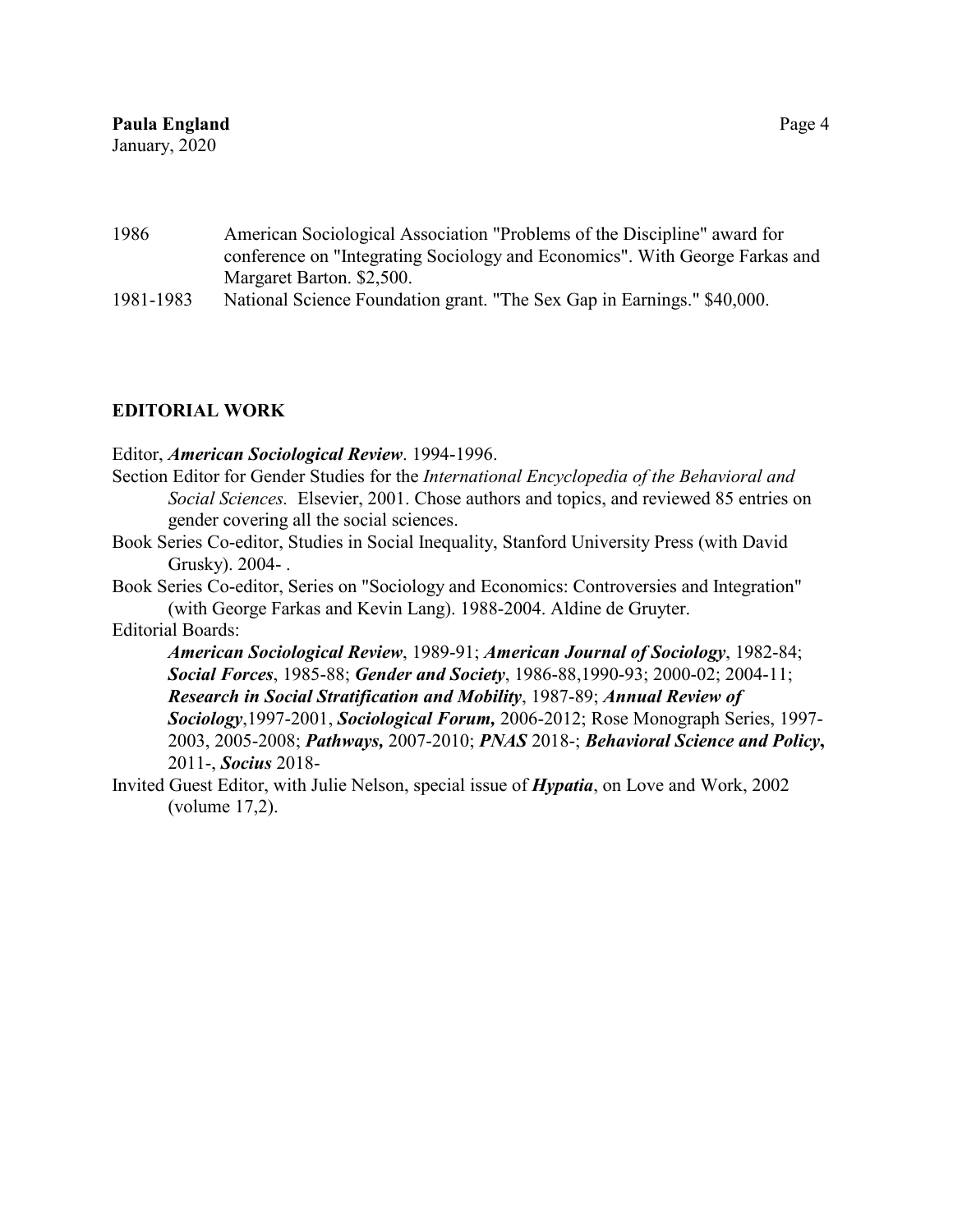1986 American Sociological Association "Problems of the Discipline" award for conference on "Integrating Sociology and Economics". With George Farkas and Margaret Barton. $2,500.

1981-1983 National Science Foundation grant. "The Sex Gap in Earnings." $40,000.

## EDITORIAL WORK

Editor, ***American Sociological Review***. 1994-1996.

Section Editor for Gender Studies for the *International Encyclopedia of the Behavioral and Social Sciences.* Elsevier, 2001. Chose authors and topics, and reviewed 85 entries on gender covering all the social sciences.

Book Series Co-editor, Studies in Social Inequality, Stanford University Press (with David Grusky). 2004- .

Book Series Co-editor, Series on "Sociology and Economics: Controversies and Integration" (with George Farkas and Kevin Lang). 1988-2004. Aldine de Gruyter.

Editorial Boards:

***American Sociological Review***, 1989-91; ***American Journal of Sociology***, 1982-84; ***Social Forces***, 1985-88; ***Gender and Society***, 1986-88,1990-93; 2000-02; 2004-11; ***Research in Social Stratification and Mobility***, 1987-89; ***Annual Review of Sociology***,1997-2001, ***Sociological Forum,*** 2006-2012; Rose Monograph Series, 1997-2003, 2005-2008; ***Pathways,*** 2007-2010; ***PNAS*** 2018-; ***Behavioral Science and Policy***, 2011-, ***Socius*** 2018-

Invited Guest Editor, with Julie Nelson, special issue of ***Hypatia***, on Love and Work, 2002 (volume 17,2).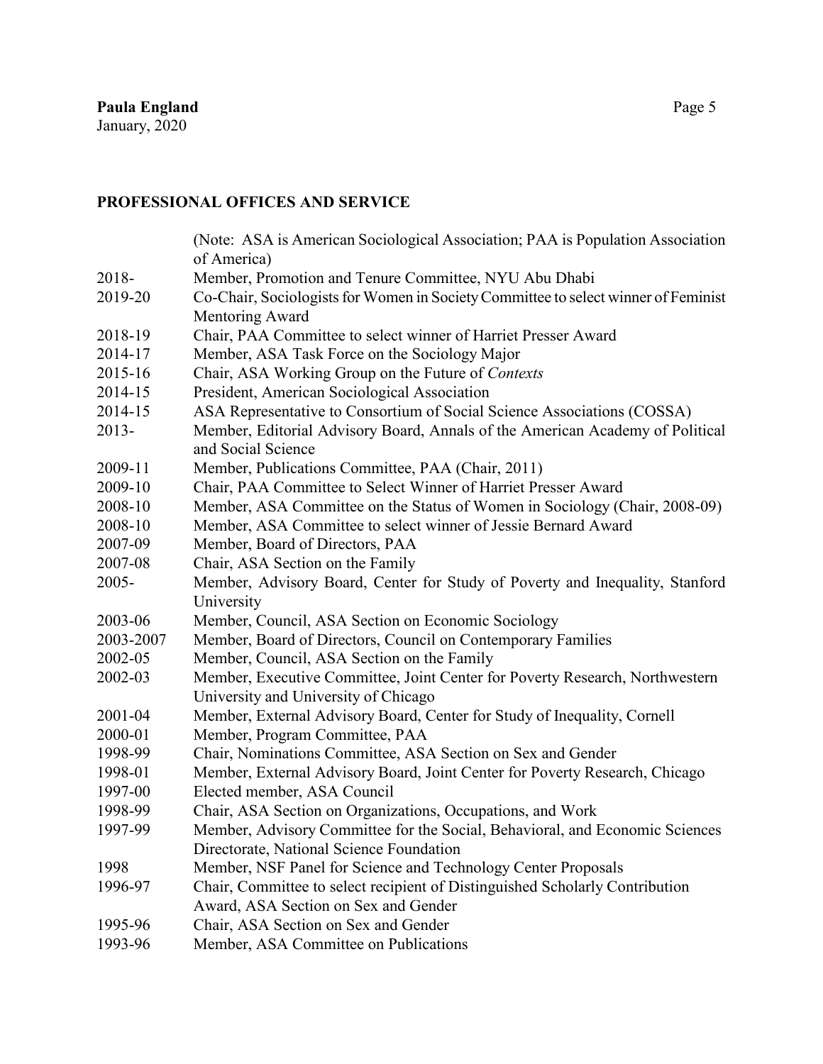## PROFESSIONAL OFFICES AND SERVICE

(Note: ASA is American Sociological Association; PAA is Population Association of America)

| | |
|---|---|
| 2018- | Member, Promotion and Tenure Committee, NYU Abu Dhabi |
| 2019-20 | Co-Chair, Sociologists for Women in Society Committee to select winner of Feminist Mentoring Award |
| 2018-19 | Chair, PAA Committee to select winner of Harriet Presser Award |
| 2014-17 | Member, ASA Task Force on the Sociology Major |
| 2015-16 | Chair, ASA Working Group on the Future of *Contexts* |
| 2014-15 | President, American Sociological Association |
| 2014-15 | ASA Representative to Consortium of Social Science Associations (COSSA) |
| 2013- | Member, Editorial Advisory Board, Annals of the American Academy of Political and Social Science |
| 2009-11 | Member, Publications Committee, PAA (Chair, 2011) |
| 2009-10 | Chair, PAA Committee to Select Winner of Harriet Presser Award |
| 2008-10 | Member, ASA Committee on the Status of Women in Sociology (Chair, 2008-09) |
| 2008-10 | Member, ASA Committee to select winner of Jessie Bernard Award |
| 2007-09 | Member, Board of Directors, PAA |
| 2007-08 | Chair, ASA Section on the Family |
| 2005- | Member, Advisory Board, Center for Study of Poverty and Inequality, Stanford University |
| 2003-06 | Member, Council, ASA Section on Economic Sociology |
| 2003-2007 | Member, Board of Directors, Council on Contemporary Families |
| 2002-05 | Member, Council, ASA Section on the Family |
| 2002-03 | Member, Executive Committee, Joint Center for Poverty Research, Northwestern University and University of Chicago |
| 2001-04 | Member, External Advisory Board, Center for Study of Inequality, Cornell |
| 2000-01 | Member, Program Committee, PAA |
| 1998-99 | Chair, Nominations Committee, ASA Section on Sex and Gender |
| 1998-01 | Member, External Advisory Board, Joint Center for Poverty Research, Chicago |
| 1997-00 | Elected member, ASA Council |
| 1998-99 | Chair, ASA Section on Organizations, Occupations, and Work |
| 1997-99 | Member, Advisory Committee for the Social, Behavioral, and Economic Sciences Directorate, National Science Foundation |
| 1998 | Member, NSF Panel for Science and Technology Center Proposals |
| 1996-97 | Chair, Committee to select recipient of Distinguished Scholarly Contribution Award, ASA Section on Sex and Gender |
| 1995-96 | Chair, ASA Section on Sex and Gender |
| 1993-96 | Member, ASA Committee on Publications |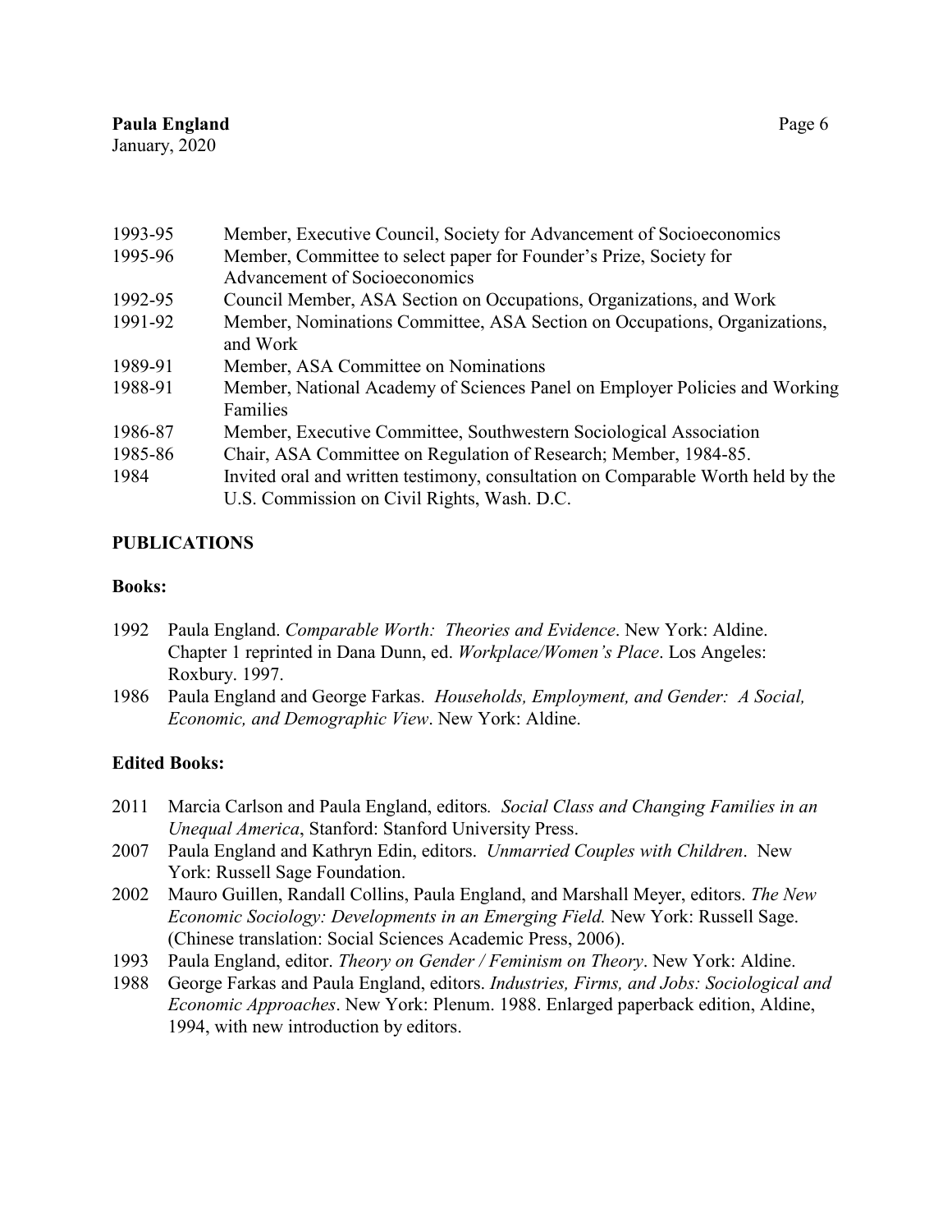1993-95 Member, Executive Council, Society for Advancement of Socioeconomics
1995-96 Member, Committee to select paper for Founder's Prize, Society for Advancement of Socioeconomics
1992-95 Council Member, ASA Section on Occupations, Organizations, and Work
1991-92 Member, Nominations Committee, ASA Section on Occupations, Organizations, and Work
1989-91 Member, ASA Committee on Nominations
1988-91 Member, National Academy of Sciences Panel on Employer Policies and Working Families
1986-87 Member, Executive Committee, Southwestern Sociological Association
1985-86 Chair, ASA Committee on Regulation of Research; Member, 1984-85.
1984 Invited oral and written testimony, consultation on Comparable Worth held by the U.S. Commission on Civil Rights, Wash. D.C.

## PUBLICATIONS

### Books:

1992 Paula England. *Comparable Worth: Theories and Evidence*. New York: Aldine. Chapter 1 reprinted in Dana Dunn, ed. *Workplace/Women's Place*. Los Angeles: Roxbury. 1997.

1986 Paula England and George Farkas. *Households, Employment, and Gender: A Social, Economic, and Demographic View*. New York: Aldine.

### Edited Books:

2011 Marcia Carlson and Paula England, editors*. Social Class and Changing Families in an Unequal America*, Stanford: Stanford University Press.

2007 Paula England and Kathryn Edin, editors. *Unmarried Couples with Children*. New York: Russell Sage Foundation.

2002 Mauro Guillen, Randall Collins, Paula England, and Marshall Meyer, editors. *The New Economic Sociology: Developments in an Emerging Field.* New York: Russell Sage. (Chinese translation: Social Sciences Academic Press, 2006).

1993 Paula England, editor. *Theory on Gender / Feminism on Theory*. New York: Aldine.

1988 George Farkas and Paula England, editors. *Industries, Firms, and Jobs: Sociological and Economic Approaches*. New York: Plenum. 1988. Enlarged paperback edition, Aldine, 1994, with new introduction by editors.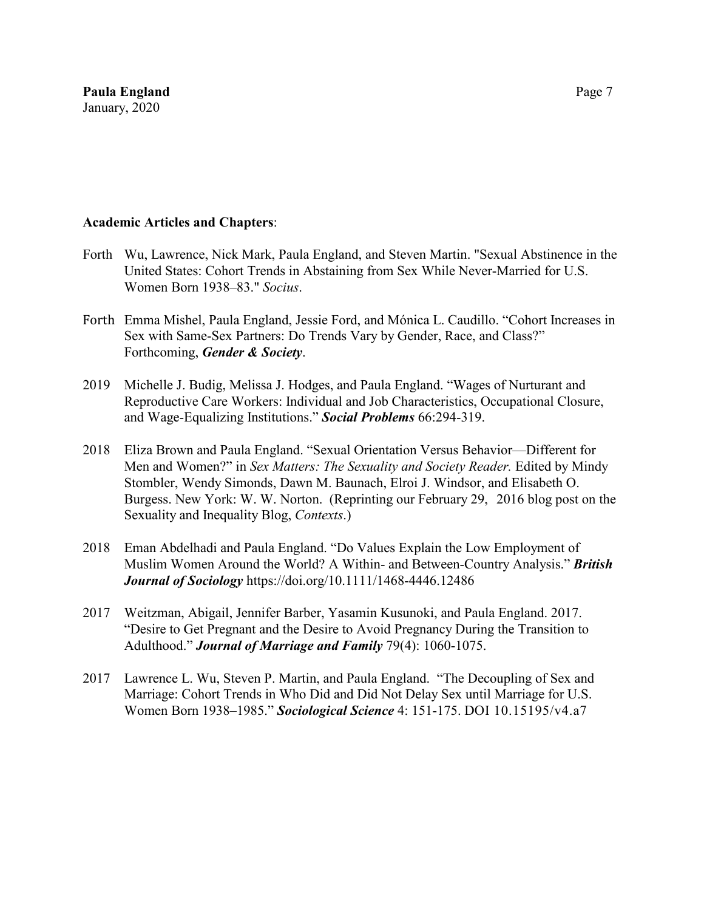**Academic Articles and Chapters**:

Forth Wu, Lawrence, Nick Mark, Paula England, and Steven Martin. "Sexual Abstinence in the United States: Cohort Trends in Abstaining from Sex While Never-Married for U.S. Women Born 1938–83." *Socius*.

Forth Emma Mishel, Paula England, Jessie Ford, and Mónica L. Caudillo. "Cohort Increases in Sex with Same-Sex Partners: Do Trends Vary by Gender, Race, and Class?" Forthcoming, ***Gender & Society***.

2019 Michelle J. Budig, Melissa J. Hodges, and Paula England. "Wages of Nurturant and Reproductive Care Workers: Individual and Job Characteristics, Occupational Closure, and Wage-Equalizing Institutions." ***Social Problems*** 66:294-319.

2018 Eliza Brown and Paula England. "Sexual Orientation Versus Behavior—Different for Men and Women?" in *Sex Matters: The Sexuality and Society Reader.* Edited by Mindy Stombler, Wendy Simonds, Dawn M. Baunach, Elroi J. Windsor, and Elisabeth O. Burgess. New York: W. W. Norton. (Reprinting our February 29, 2016 blog post on the Sexuality and Inequality Blog, *Contexts*.)

2018 Eman Abdelhadi and Paula England. "Do Values Explain the Low Employment of Muslim Women Around the World? A Within- and Between-Country Analysis." ***British Journal of Sociology*** https://doi.org/10.1111/1468-4446.12486

2017 Weitzman, Abigail, Jennifer Barber, Yasamin Kusunoki, and Paula England. 2017. "Desire to Get Pregnant and the Desire to Avoid Pregnancy During the Transition to Adulthood." ***Journal of Marriage and Family*** 79(4): 1060-1075.

2017 Lawrence L. Wu, Steven P. Martin, and Paula England. "The Decoupling of Sex and Marriage: Cohort Trends in Who Did and Did Not Delay Sex until Marriage for U.S. Women Born 1938–1985." ***Sociological Science*** 4: 151-175. DOI 10.15195/v4.a7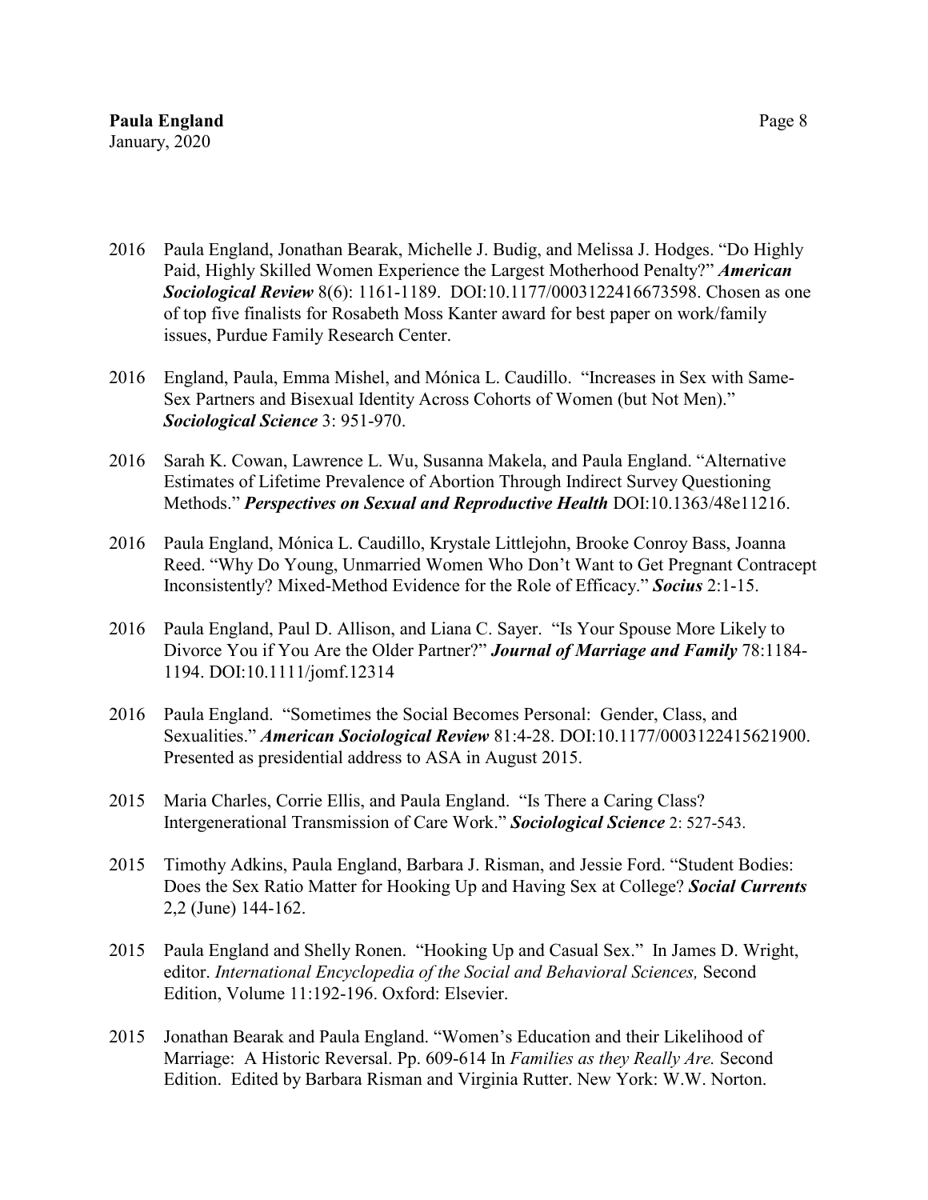2016 Paula England, Jonathan Bearak, Michelle J. Budig, and Melissa J. Hodges. "Do Highly Paid, Highly Skilled Women Experience the Largest Motherhood Penalty?" ***American Sociological Review*** 8(6): 1161-1189. DOI:10.1177/0003122416673598. Chosen as one of top five finalists for Rosabeth Moss Kanter award for best paper on work/family issues, Purdue Family Research Center.

2016 England, Paula, Emma Mishel, and Mónica L. Caudillo. "Increases in Sex with Same-Sex Partners and Bisexual Identity Across Cohorts of Women (but Not Men)." ***Sociological Science*** 3: 951-970.

2016 Sarah K. Cowan, Lawrence L. Wu, Susanna Makela, and Paula England. "Alternative Estimates of Lifetime Prevalence of Abortion Through Indirect Survey Questioning Methods." ***Perspectives on Sexual and Reproductive Health*** DOI:10.1363/48e11216.

2016 Paula England, Mónica L. Caudillo, Krystale Littlejohn, Brooke Conroy Bass, Joanna Reed. "Why Do Young, Unmarried Women Who Don't Want to Get Pregnant Contracept Inconsistently? Mixed-Method Evidence for the Role of Efficacy." ***Socius*** 2:1-15.

2016 Paula England, Paul D. Allison, and Liana C. Sayer. "Is Your Spouse More Likely to Divorce You if You Are the Older Partner?" ***Journal of Marriage and Family*** 78:1184-1194. DOI:10.1111/jomf.12314

2016 Paula England. "Sometimes the Social Becomes Personal: Gender, Class, and Sexualities." ***American Sociological Review*** 81:4-28. DOI:10.1177/0003122415621900. Presented as presidential address to ASA in August 2015.

2015 Maria Charles, Corrie Ellis, and Paula England. "Is There a Caring Class? Intergenerational Transmission of Care Work." ***Sociological Science*** 2: 527-543.

2015 Timothy Adkins, Paula England, Barbara J. Risman, and Jessie Ford. "Student Bodies: Does the Sex Ratio Matter for Hooking Up and Having Sex at College? ***Social Currents*** 2,2 (June) 144-162.

2015 Paula England and Shelly Ronen. "Hooking Up and Casual Sex." In James D. Wright, editor. *International Encyclopedia of the Social and Behavioral Sciences,* Second Edition, Volume 11:192-196. Oxford: Elsevier.

2015 Jonathan Bearak and Paula England. "Women's Education and their Likelihood of Marriage: A Historic Reversal. Pp. 609-614 In *Families as they Really Are.* Second Edition. Edited by Barbara Risman and Virginia Rutter. New York: W.W. Norton.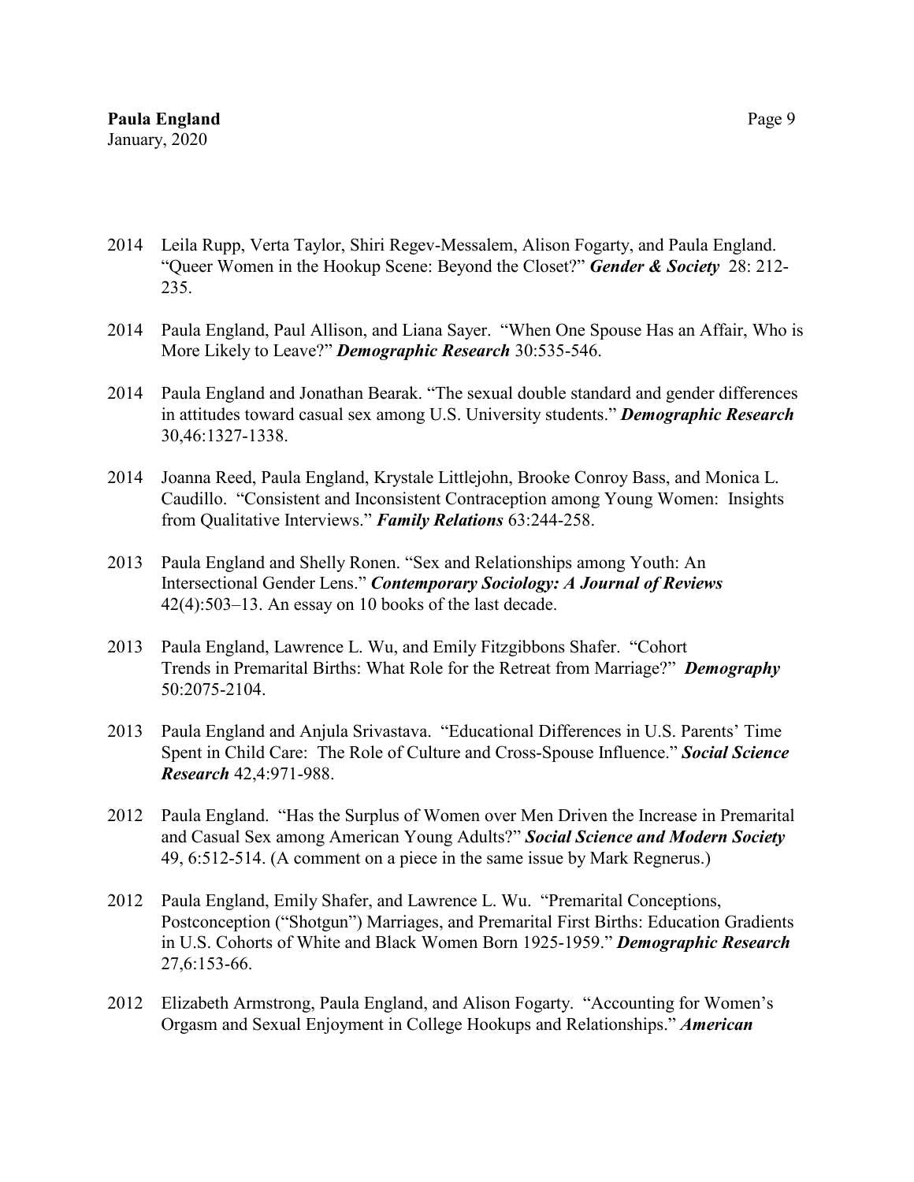2014 Leila Rupp, Verta Taylor, Shiri Regev-Messalem, Alison Fogarty, and Paula England. "Queer Women in the Hookup Scene: Beyond the Closet?" ***Gender & Society*** 28: 212-235.

2014 Paula England, Paul Allison, and Liana Sayer. "When One Spouse Has an Affair, Who is More Likely to Leave?" ***Demographic Research*** 30:535-546.

2014 Paula England and Jonathan Bearak. "The sexual double standard and gender differences in attitudes toward casual sex among U.S. University students." ***Demographic Research*** 30,46:1327-1338.

2014 Joanna Reed, Paula England, Krystale Littlejohn, Brooke Conroy Bass, and Monica L. Caudillo. "Consistent and Inconsistent Contraception among Young Women: Insights from Qualitative Interviews." ***Family Relations*** 63:244-258.

2013 Paula England and Shelly Ronen. "Sex and Relationships among Youth: An Intersectional Gender Lens." ***Contemporary Sociology: A Journal of Reviews*** 42(4):503–13. An essay on 10 books of the last decade.

2013 Paula England, Lawrence L. Wu, and Emily Fitzgibbons Shafer. "Cohort Trends in Premarital Births: What Role for the Retreat from Marriage?" ***Demography*** 50:2075-2104.

2013 Paula England and Anjula Srivastava. "Educational Differences in U.S. Parents' Time Spent in Child Care: The Role of Culture and Cross-Spouse Influence." ***Social Science Research*** 42,4:971-988.

2012 Paula England. "Has the Surplus of Women over Men Driven the Increase in Premarital and Casual Sex among American Young Adults?" ***Social Science and Modern Society*** 49, 6:512-514. (A comment on a piece in the same issue by Mark Regnerus.)

2012 Paula England, Emily Shafer, and Lawrence L. Wu. "Premarital Conceptions, Postconception ("Shotgun") Marriages, and Premarital First Births: Education Gradients in U.S. Cohorts of White and Black Women Born 1925-1959." ***Demographic Research*** 27,6:153-66.

2012 Elizabeth Armstrong, Paula England, and Alison Fogarty. "Accounting for Women's Orgasm and Sexual Enjoyment in College Hookups and Relationships." ***American***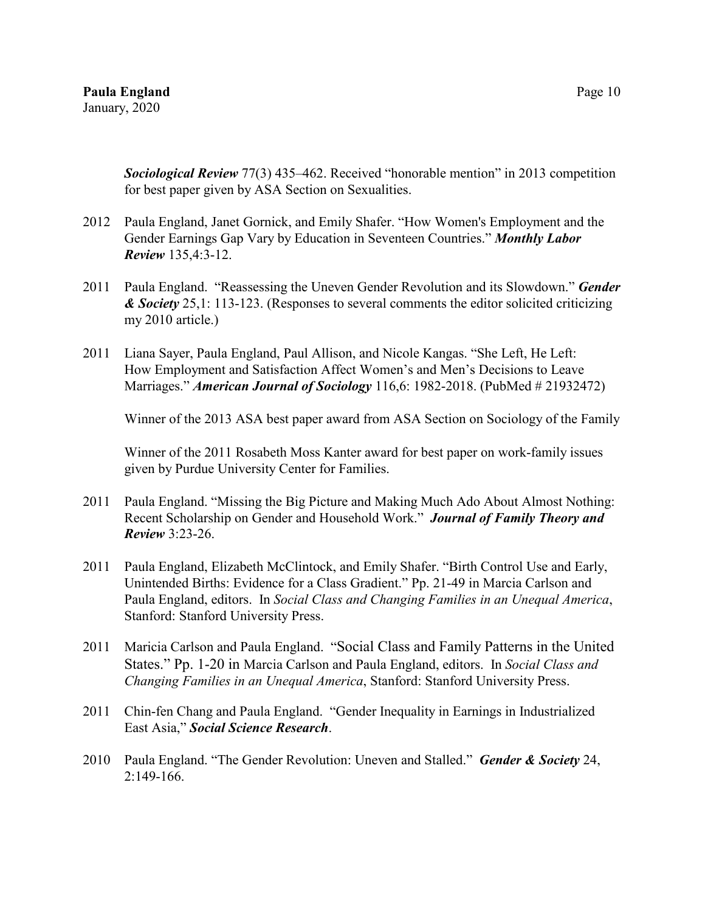***Sociological Review*** 77(3) 435–462. Received "honorable mention" in 2013 competition for best paper given by ASA Section on Sexualities.

2012 Paula England, Janet Gornick, and Emily Shafer. "How Women's Employment and the Gender Earnings Gap Vary by Education in Seventeen Countries." ***Monthly Labor Review*** 135,4:3-12.

2011 Paula England. "Reassessing the Uneven Gender Revolution and its Slowdown." ***Gender & Society*** 25,1: 113-123. (Responses to several comments the editor solicited criticizing my 2010 article.)

2011 Liana Sayer, Paula England, Paul Allison, and Nicole Kangas. "She Left, He Left: How Employment and Satisfaction Affect Women's and Men's Decisions to Leave Marriages." ***American Journal of Sociology*** 116,6: 1982-2018. (PubMed # 21932472)

Winner of the 2013 ASA best paper award from ASA Section on Sociology of the Family

Winner of the 2011 Rosabeth Moss Kanter award for best paper on work-family issues given by Purdue University Center for Families.

2011 Paula England. "Missing the Big Picture and Making Much Ado About Almost Nothing: Recent Scholarship on Gender and Household Work." ***Journal of Family Theory and Review*** 3:23-26.

2011 Paula England, Elizabeth McClintock, and Emily Shafer. "Birth Control Use and Early, Unintended Births: Evidence for a Class Gradient." Pp. 21-49 in Marcia Carlson and Paula England, editors. In *Social Class and Changing Families in an Unequal America*, Stanford: Stanford University Press.

2011 Maricia Carlson and Paula England. "Social Class and Family Patterns in the United States." Pp. 1-20 in Marcia Carlson and Paula England, editors. In *Social Class and Changing Families in an Unequal America*, Stanford: Stanford University Press.

2011 Chin-fen Chang and Paula England. "Gender Inequality in Earnings in Industrialized East Asia," ***Social Science Research***.

2010 Paula England. "The Gender Revolution: Uneven and Stalled." ***Gender & Society*** 24, 2:149-166.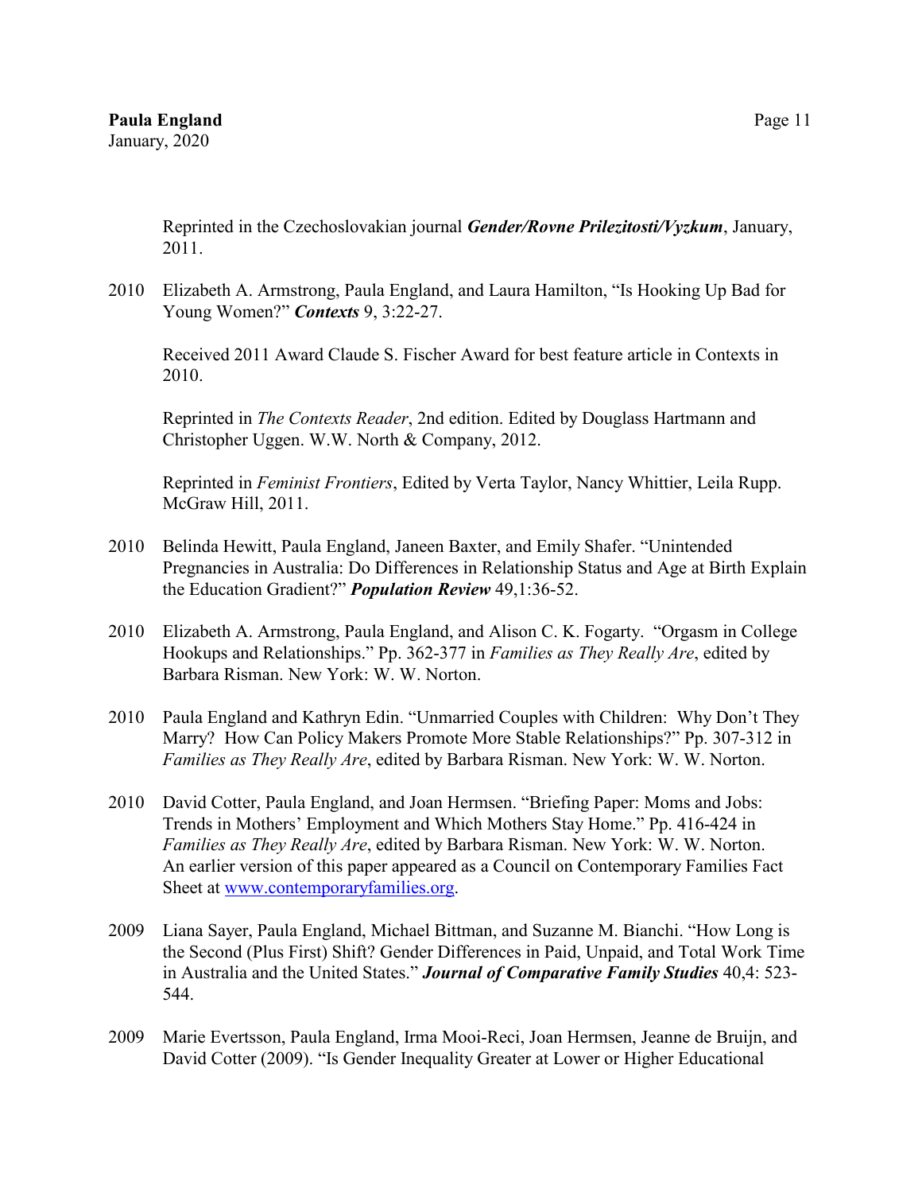Reprinted in the Czechoslovakian journal ***Gender/Rovne Prilezitosti/Vyzkum***, January, 2011.

2010 Elizabeth A. Armstrong, Paula England, and Laura Hamilton, "Is Hooking Up Bad for Young Women?" ***Contexts*** 9, 3:22-27.

Received 2011 Award Claude S. Fischer Award for best feature article in Contexts in 2010.

Reprinted in *The Contexts Reader*, 2nd edition. Edited by Douglass Hartmann and Christopher Uggen. W.W. North & Company, 2012.

Reprinted in *Feminist Frontiers*, Edited by Verta Taylor, Nancy Whittier, Leila Rupp. McGraw Hill, 2011.

2010 Belinda Hewitt, Paula England, Janeen Baxter, and Emily Shafer. "Unintended Pregnancies in Australia: Do Differences in Relationship Status and Age at Birth Explain the Education Gradient?" ***Population Review*** 49,1:36-52.

2010 Elizabeth A. Armstrong, Paula England, and Alison C. K. Fogarty. "Orgasm in College Hookups and Relationships." Pp. 362-377 in *Families as They Really Are*, edited by Barbara Risman. New York: W. W. Norton.

2010 Paula England and Kathryn Edin. "Unmarried Couples with Children: Why Don't They Marry? How Can Policy Makers Promote More Stable Relationships?" Pp. 307-312 in *Families as They Really Are*, edited by Barbara Risman. New York: W. W. Norton.

2010 David Cotter, Paula England, and Joan Hermsen. "Briefing Paper: Moms and Jobs: Trends in Mothers' Employment and Which Mothers Stay Home." Pp. 416-424 in *Families as They Really Are*, edited by Barbara Risman. New York: W. W. Norton. An earlier version of this paper appeared as a Council on Contemporary Families Fact Sheet at www.contemporaryfamilies.org.

2009 Liana Sayer, Paula England, Michael Bittman, and Suzanne M. Bianchi. "How Long is the Second (Plus First) Shift? Gender Differences in Paid, Unpaid, and Total Work Time in Australia and the United States." ***Journal of Comparative Family Studies*** 40,4: 523-544.

2009 Marie Evertsson, Paula England, Irma Mooi-Reci, Joan Hermsen, Jeanne de Bruijn, and David Cotter (2009). "Is Gender Inequality Greater at Lower or Higher Educational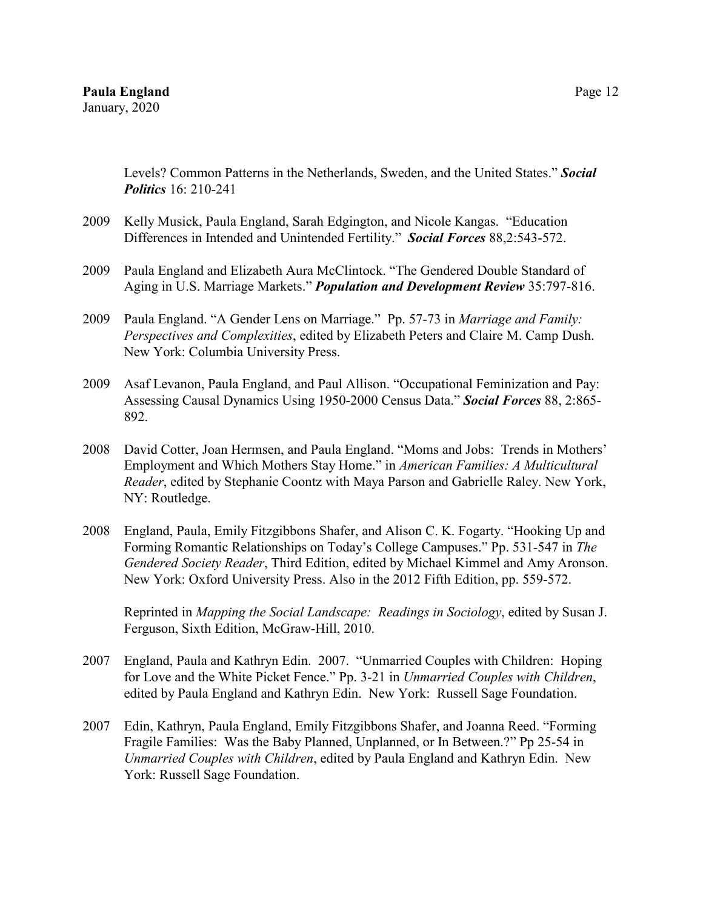Levels? Common Patterns in the Netherlands, Sweden, and the United States." ***Social Politics*** 16: 210-241

2009 Kelly Musick, Paula England, Sarah Edgington, and Nicole Kangas. "Education Differences in Intended and Unintended Fertility." ***Social Forces*** 88,2:543-572.

2009 Paula England and Elizabeth Aura McClintock. "The Gendered Double Standard of Aging in U.S. Marriage Markets." ***Population and Development Review*** 35:797-816.

2009 Paula England. "A Gender Lens on Marriage." Pp. 57-73 in *Marriage and Family: Perspectives and Complexities*, edited by Elizabeth Peters and Claire M. Camp Dush. New York: Columbia University Press.

2009 Asaf Levanon, Paula England, and Paul Allison. "Occupational Feminization and Pay: Assessing Causal Dynamics Using 1950-2000 Census Data." ***Social Forces*** 88, 2:865-892.

2008 David Cotter, Joan Hermsen, and Paula England. "Moms and Jobs: Trends in Mothers' Employment and Which Mothers Stay Home." in *American Families: A Multicultural Reader*, edited by Stephanie Coontz with Maya Parson and Gabrielle Raley. New York, NY: Routledge.

2008 England, Paula, Emily Fitzgibbons Shafer, and Alison C. K. Fogarty. "Hooking Up and Forming Romantic Relationships on Today's College Campuses." Pp. 531-547 in *The Gendered Society Reader*, Third Edition, edited by Michael Kimmel and Amy Aronson. New York: Oxford University Press. Also in the 2012 Fifth Edition, pp. 559-572.

Reprinted in *Mapping the Social Landscape: Readings in Sociology*, edited by Susan J. Ferguson, Sixth Edition, McGraw-Hill, 2010.

2007 England, Paula and Kathryn Edin. 2007. "Unmarried Couples with Children: Hoping for Love and the White Picket Fence." Pp. 3-21 in *Unmarried Couples with Children*, edited by Paula England and Kathryn Edin. New York: Russell Sage Foundation.

2007 Edin, Kathryn, Paula England, Emily Fitzgibbons Shafer, and Joanna Reed. "Forming Fragile Families: Was the Baby Planned, Unplanned, or In Between.?" Pp 25-54 in *Unmarried Couples with Children*, edited by Paula England and Kathryn Edin. New York: Russell Sage Foundation.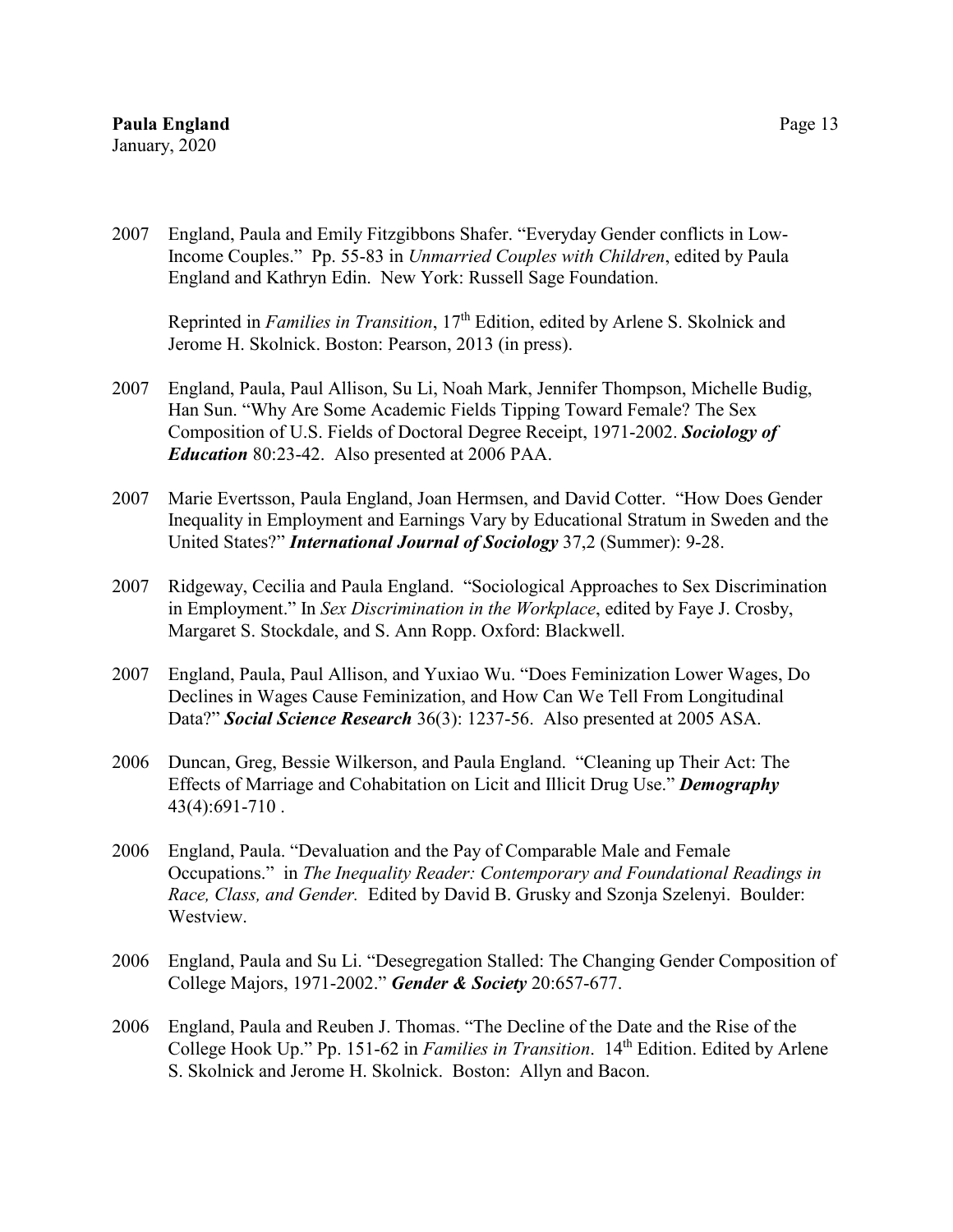2007 England, Paula and Emily Fitzgibbons Shafer. "Everyday Gender conflicts in Low-Income Couples." Pp. 55-83 in *Unmarried Couples with Children*, edited by Paula England and Kathryn Edin. New York: Russell Sage Foundation.

Reprinted in *Families in Transition*, 17th Edition, edited by Arlene S. Skolnick and Jerome H. Skolnick. Boston: Pearson, 2013 (in press).

2007 England, Paula, Paul Allison, Su Li, Noah Mark, Jennifer Thompson, Michelle Budig, Han Sun. "Why Are Some Academic Fields Tipping Toward Female? The Sex Composition of U.S. Fields of Doctoral Degree Receipt, 1971-2002. ***Sociology of Education*** 80:23-42. Also presented at 2006 PAA.

2007 Marie Evertsson, Paula England, Joan Hermsen, and David Cotter. "How Does Gender Inequality in Employment and Earnings Vary by Educational Stratum in Sweden and the United States?" ***International Journal of Sociology*** 37,2 (Summer): 9-28.

2007 Ridgeway, Cecilia and Paula England. "Sociological Approaches to Sex Discrimination in Employment." In *Sex Discrimination in the Workplace*, edited by Faye J. Crosby, Margaret S. Stockdale, and S. Ann Ropp. Oxford: Blackwell.

2007 England, Paula, Paul Allison, and Yuxiao Wu. "Does Feminization Lower Wages, Do Declines in Wages Cause Feminization, and How Can We Tell From Longitudinal Data?" ***Social Science Research*** 36(3): 1237-56. Also presented at 2005 ASA.

2006 Duncan, Greg, Bessie Wilkerson, and Paula England. "Cleaning up Their Act: The Effects of Marriage and Cohabitation on Licit and Illicit Drug Use." ***Demography*** 43(4):691-710 .

2006 England, Paula. "Devaluation and the Pay of Comparable Male and Female Occupations." in *The Inequality Reader: Contemporary and Foundational Readings in Race, Class, and Gender.* Edited by David B. Grusky and Szonja Szelenyi. Boulder: Westview.

2006 England, Paula and Su Li. "Desegregation Stalled: The Changing Gender Composition of College Majors, 1971-2002." ***Gender & Society*** 20:657-677.

2006 England, Paula and Reuben J. Thomas. "The Decline of the Date and the Rise of the College Hook Up." Pp. 151-62 in *Families in Transition*. 14th Edition. Edited by Arlene S. Skolnick and Jerome H. Skolnick. Boston: Allyn and Bacon.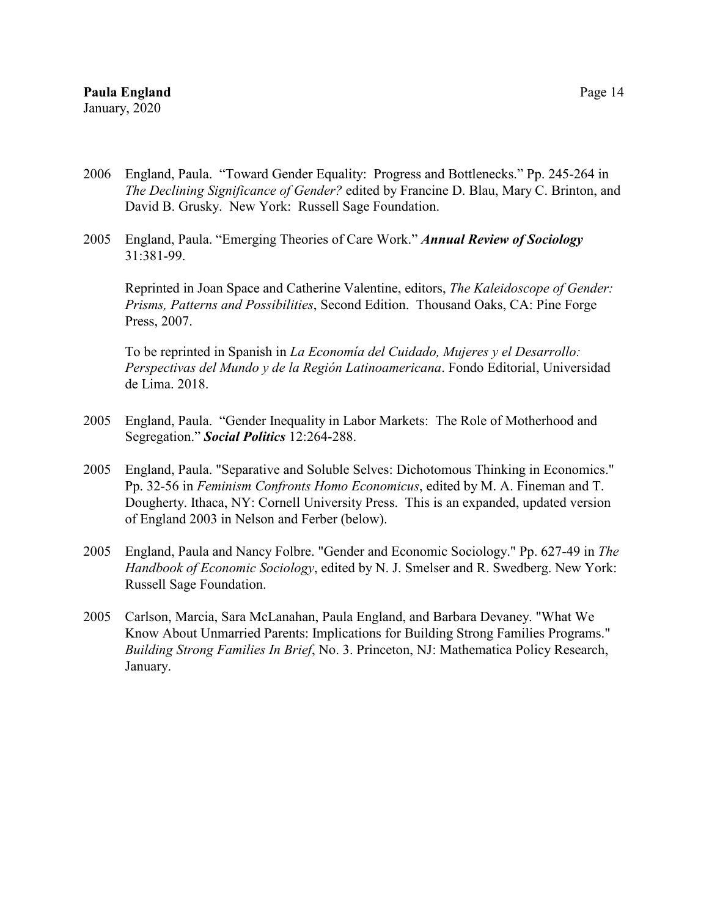2006 England, Paula. “Toward Gender Equality: Progress and Bottlenecks.” Pp. 245-264 in *The Declining Significance of Gender?* edited by Francine D. Blau, Mary C. Brinton, and David B. Grusky. New York: Russell Sage Foundation.

2005 England, Paula. “Emerging Theories of Care Work.” ***Annual Review of Sociology*** 31:381-99.

Reprinted in Joan Space and Catherine Valentine, editors, *The Kaleidoscope of Gender: Prisms, Patterns and Possibilities*, Second Edition. Thousand Oaks, CA: Pine Forge Press, 2007.

To be reprinted in Spanish in *La Economía del Cuidado, Mujeres y el Desarrollo: Perspectivas del Mundo y de la Región Latinoamericana*. Fondo Editorial, Universidad de Lima. 2018.

2005 England, Paula. “Gender Inequality in Labor Markets: The Role of Motherhood and Segregation.” ***Social Politics*** 12:264-288.

2005 England, Paula. "Separative and Soluble Selves: Dichotomous Thinking in Economics." Pp. 32-56 in *Feminism Confronts Homo Economicus*, edited by M. A. Fineman and T. Dougherty. Ithaca, NY: Cornell University Press. This is an expanded, updated version of England 2003 in Nelson and Ferber (below).

2005 England, Paula and Nancy Folbre. "Gender and Economic Sociology." Pp. 627-49 in *The Handbook of Economic Sociology*, edited by N. J. Smelser and R. Swedberg. New York: Russell Sage Foundation.

2005 Carlson, Marcia, Sara McLanahan, Paula England, and Barbara Devaney. "What We Know About Unmarried Parents: Implications for Building Strong Families Programs." *Building Strong Families In Brief*, No. 3. Princeton, NJ: Mathematica Policy Research, January.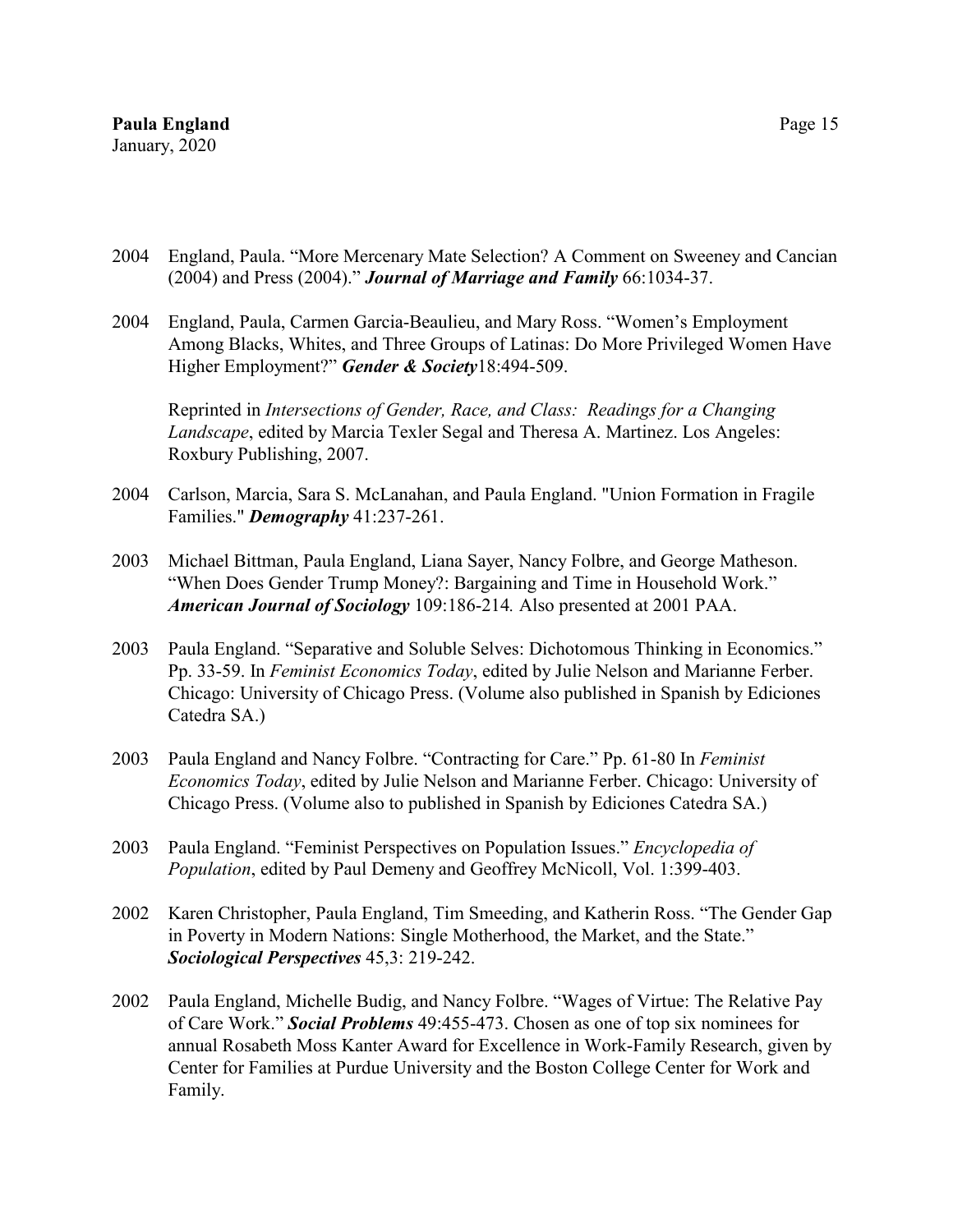2004 England, Paula. “More Mercenary Mate Selection? A Comment on Sweeney and Cancian (2004) and Press (2004).” ***Journal of Marriage and Family*** 66:1034-37.

2004 England, Paula, Carmen Garcia-Beaulieu, and Mary Ross. “Women’s Employment Among Blacks, Whites, and Three Groups of Latinas: Do More Privileged Women Have Higher Employment?” ***Gender & Society***18:494-509.

Reprinted in *Intersections of Gender, Race, and Class: Readings for a Changing Landscape*, edited by Marcia Texler Segal and Theresa A. Martinez. Los Angeles: Roxbury Publishing, 2007.

2004 Carlson, Marcia, Sara S. McLanahan, and Paula England. "Union Formation in Fragile Families." ***Demography*** 41:237-261.

2003 Michael Bittman, Paula England, Liana Sayer, Nancy Folbre, and George Matheson. “When Does Gender Trump Money?: Bargaining and Time in Household Work.” ***American Journal of Sociology*** 109:186-214*.* Also presented at 2001 PAA.

2003 Paula England. “Separative and Soluble Selves: Dichotomous Thinking in Economics.” Pp. 33-59. In *Feminist Economics Today*, edited by Julie Nelson and Marianne Ferber. Chicago: University of Chicago Press. (Volume also published in Spanish by Ediciones Catedra SA.)

2003 Paula England and Nancy Folbre. “Contracting for Care.” Pp. 61-80 In *Feminist Economics Today*, edited by Julie Nelson and Marianne Ferber. Chicago: University of Chicago Press. (Volume also to published in Spanish by Ediciones Catedra SA.)

2003 Paula England. “Feminist Perspectives on Population Issues.” *Encyclopedia of Population*, edited by Paul Demeny and Geoffrey McNicoll, Vol. 1:399-403.

2002 Karen Christopher, Paula England, Tim Smeeding, and Katherin Ross. “The Gender Gap in Poverty in Modern Nations: Single Motherhood, the Market, and the State.” ***Sociological Perspectives*** 45,3: 219-242.

2002 Paula England, Michelle Budig, and Nancy Folbre. “Wages of Virtue: The Relative Pay of Care Work.” ***Social Problems*** 49:455-473. Chosen as one of top six nominees for annual Rosabeth Moss Kanter Award for Excellence in Work-Family Research, given by Center for Families at Purdue University and the Boston College Center for Work and Family.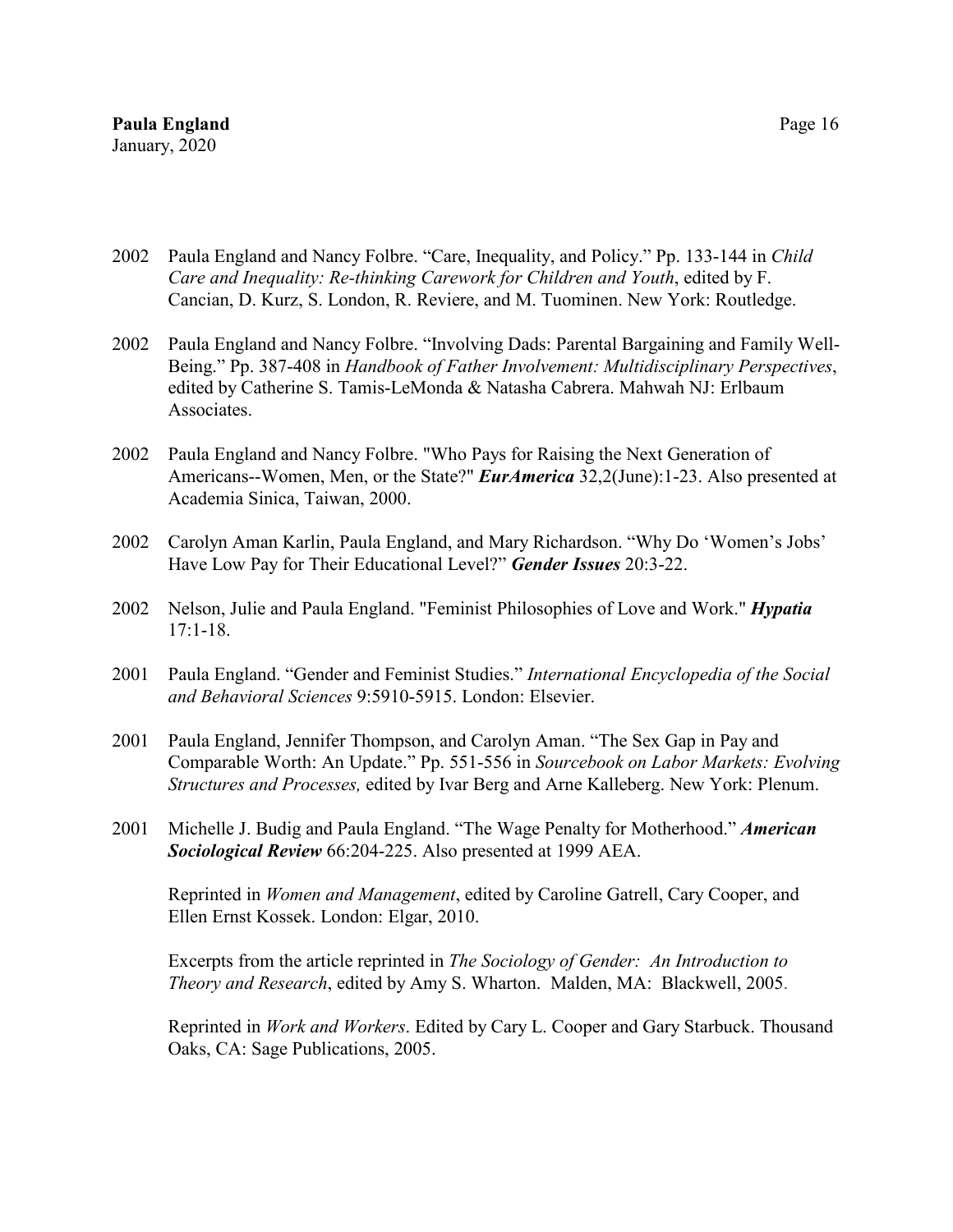2002 Paula England and Nancy Folbre. “Care, Inequality, and Policy.” Pp. 133-144 in *Child Care and Inequality: Re-thinking Carework for Children and Youth*, edited by F. Cancian, D. Kurz, S. London, R. Reviere, and M. Tuominen. New York: Routledge.

2002 Paula England and Nancy Folbre. “Involving Dads: Parental Bargaining and Family Well-Being.” Pp. 387-408 in *Handbook of Father Involvement: Multidisciplinary Perspectives*, edited by Catherine S. Tamis-LeMonda & Natasha Cabrera. Mahwah NJ: Erlbaum Associates.

2002 Paula England and Nancy Folbre. "Who Pays for Raising the Next Generation of Americans--Women, Men, or the State?" ***EurAmerica*** 32,2(June):1-23. Also presented at Academia Sinica, Taiwan, 2000.

2002 Carolyn Aman Karlin, Paula England, and Mary Richardson. “Why Do ‘Women’s Jobs’ Have Low Pay for Their Educational Level?” ***Gender Issues*** 20:3-22.

2002 Nelson, Julie and Paula England. "Feminist Philosophies of Love and Work." ***Hypatia*** 17:1-18.

2001 Paula England. “Gender and Feminist Studies.” *International Encyclopedia of the Social and Behavioral Sciences* 9:5910-5915. London: Elsevier.

2001 Paula England, Jennifer Thompson, and Carolyn Aman. “The Sex Gap in Pay and Comparable Worth: An Update.” Pp. 551-556 in *Sourcebook on Labor Markets: Evolving Structures and Processes,* edited by Ivar Berg and Arne Kalleberg. New York: Plenum.

2001 Michelle J. Budig and Paula England. “The Wage Penalty for Motherhood.” ***American Sociological Review*** 66:204-225. Also presented at 1999 AEA.

Reprinted in *Women and Management*, edited by Caroline Gatrell, Cary Cooper, and Ellen Ernst Kossek. London: Elgar, 2010.

Excerpts from the article reprinted in *The Sociology of Gender: An Introduction to Theory and Research*, edited by Amy S. Wharton. Malden, MA: Blackwell, 2005.

Reprinted in *Work and Workers*. Edited by Cary L. Cooper and Gary Starbuck. Thousand Oaks, CA: Sage Publications, 2005.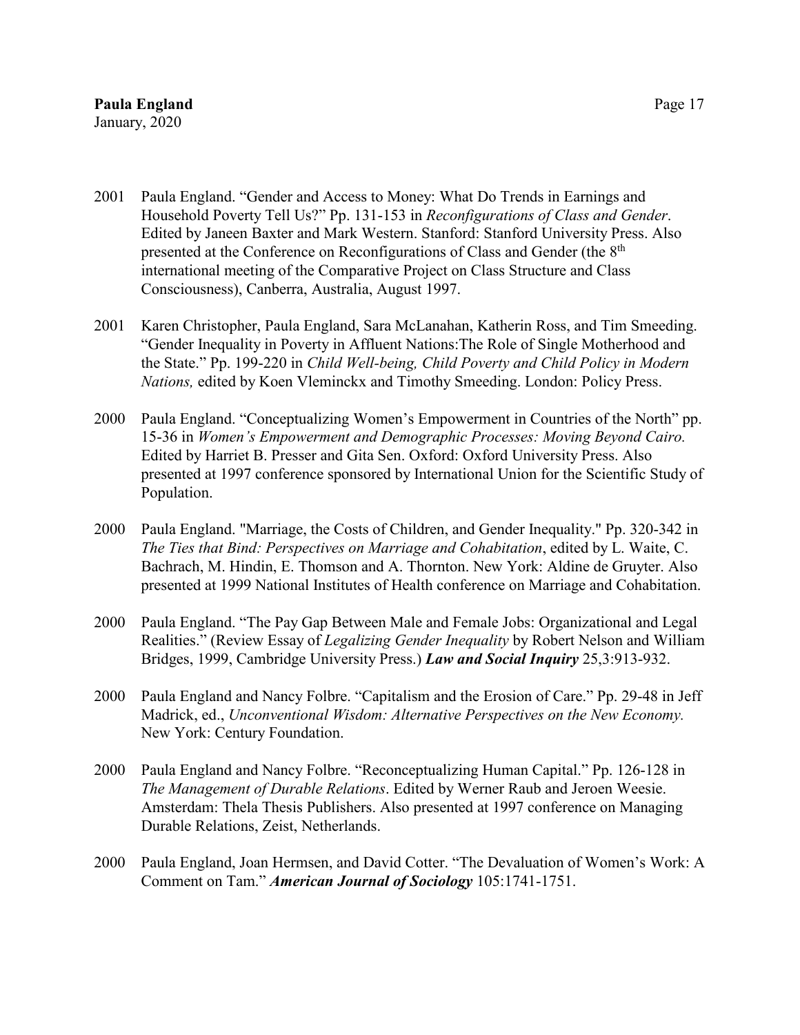2001 Paula England. “Gender and Access to Money: What Do Trends in Earnings and Household Poverty Tell Us?” Pp. 131-153 in *Reconfigurations of Class and Gender*. Edited by Janeen Baxter and Mark Western. Stanford: Stanford University Press. Also presented at the Conference on Reconfigurations of Class and Gender (the 8th international meeting of the Comparative Project on Class Structure and Class Consciousness), Canberra, Australia, August 1997.

2001 Karen Christopher, Paula England, Sara McLanahan, Katherin Ross, and Tim Smeeding. “Gender Inequality in Poverty in Affluent Nations:The Role of Single Motherhood and the State.” Pp. 199-220 in *Child Well-being, Child Poverty and Child Policy in Modern Nations,* edited by Koen Vleminckx and Timothy Smeeding. London: Policy Press.

2000 Paula England. “Conceptualizing Women’s Empowerment in Countries of the North” pp. 15-36 in *Women’s Empowerment and Demographic Processes: Moving Beyond Cairo.* Edited by Harriet B. Presser and Gita Sen. Oxford: Oxford University Press. Also presented at 1997 conference sponsored by International Union for the Scientific Study of Population.

2000 Paula England. "Marriage, the Costs of Children, and Gender Inequality." Pp. 320-342 in *The Ties that Bind: Perspectives on Marriage and Cohabitation*, edited by L. Waite, C. Bachrach, M. Hindin, E. Thomson and A. Thornton. New York: Aldine de Gruyter. Also presented at 1999 National Institutes of Health conference on Marriage and Cohabitation.

2000 Paula England. “The Pay Gap Between Male and Female Jobs: Organizational and Legal Realities.” (Review Essay of *Legalizing Gender Inequality* by Robert Nelson and William Bridges, 1999, Cambridge University Press.) ***Law and Social Inquiry*** 25,3:913-932.

2000 Paula England and Nancy Folbre. “Capitalism and the Erosion of Care.” Pp. 29-48 in Jeff Madrick, ed., *Unconventional Wisdom: Alternative Perspectives on the New Economy.* New York: Century Foundation.

2000 Paula England and Nancy Folbre. “Reconceptualizing Human Capital.” Pp. 126-128 in *The Management of Durable Relations*. Edited by Werner Raub and Jeroen Weesie. Amsterdam: Thela Thesis Publishers. Also presented at 1997 conference on Managing Durable Relations, Zeist, Netherlands.

2000 Paula England, Joan Hermsen, and David Cotter. “The Devaluation of Women’s Work: A Comment on Tam.” ***American Journal of Sociology*** 105:1741-1751.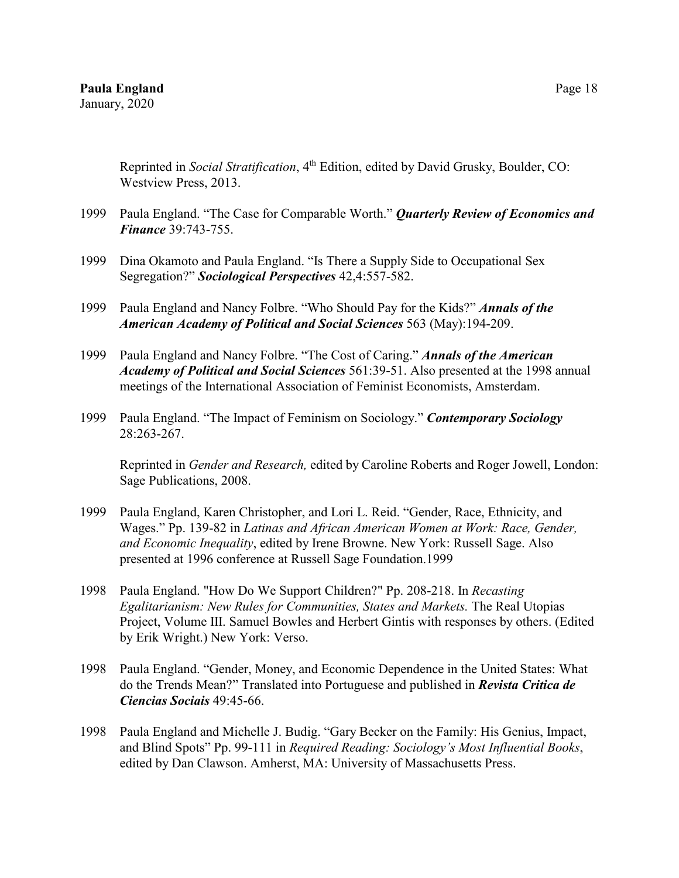Reprinted in *Social Stratification*, 4th Edition, edited by David Grusky, Boulder, CO: Westview Press, 2013.

1999 Paula England. "The Case for Comparable Worth." ***Quarterly Review of Economics and Finance*** 39:743-755.

1999 Dina Okamoto and Paula England. "Is There a Supply Side to Occupational Sex Segregation?" ***Sociological Perspectives*** 42,4:557-582.

1999 Paula England and Nancy Folbre. "Who Should Pay for the Kids?" ***Annals of the American Academy of Political and Social Sciences*** 563 (May):194-209.

1999 Paula England and Nancy Folbre. "The Cost of Caring." ***Annals of the American Academy of Political and Social Sciences*** 561:39-51. Also presented at the 1998 annual meetings of the International Association of Feminist Economists, Amsterdam.

1999 Paula England. "The Impact of Feminism on Sociology." ***Contemporary Sociology*** 28:263-267.

Reprinted in *Gender and Research,* edited by Caroline Roberts and Roger Jowell, London: Sage Publications, 2008.

1999 Paula England, Karen Christopher, and Lori L. Reid. "Gender, Race, Ethnicity, and Wages." Pp. 139-82 in *Latinas and African American Women at Work: Race, Gender, and Economic Inequality*, edited by Irene Browne. New York: Russell Sage. Also presented at 1996 conference at Russell Sage Foundation.1999

1998 Paula England. "How Do We Support Children?" Pp. 208-218. In *Recasting Egalitarianism: New Rules for Communities, States and Markets.* The Real Utopias Project, Volume III. Samuel Bowles and Herbert Gintis with responses by others. (Edited by Erik Wright.) New York: Verso.

1998 Paula England. "Gender, Money, and Economic Dependence in the United States: What do the Trends Mean?" Translated into Portuguese and published in ***Revista Critica de Ciencias Sociais*** 49:45-66.

1998 Paula England and Michelle J. Budig. "Gary Becker on the Family: His Genius, Impact, and Blind Spots" Pp. 99-111 in *Required Reading: Sociology's Most Influential Books*, edited by Dan Clawson. Amherst, MA: University of Massachusetts Press.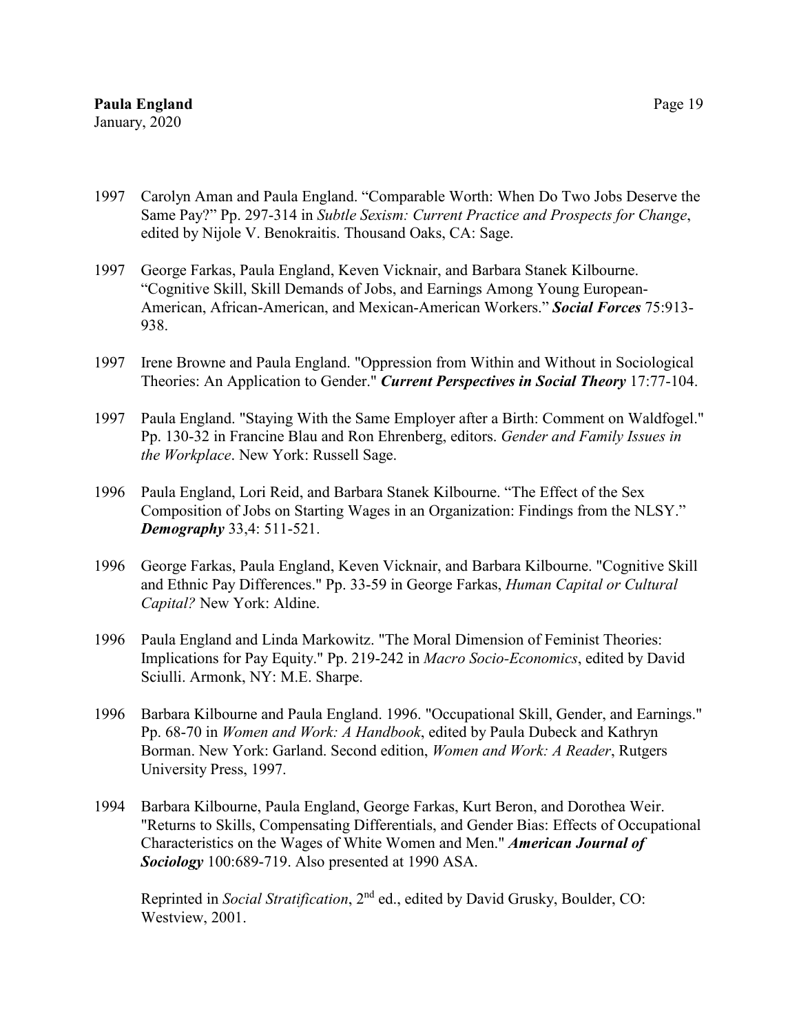1997 Carolyn Aman and Paula England. "Comparable Worth: When Do Two Jobs Deserve the Same Pay?" Pp. 297-314 in *Subtle Sexism: Current Practice and Prospects for Change*, edited by Nijole V. Benokraitis. Thousand Oaks, CA: Sage.

1997 George Farkas, Paula England, Keven Vicknair, and Barbara Stanek Kilbourne. "Cognitive Skill, Skill Demands of Jobs, and Earnings Among Young European-American, African-American, and Mexican-American Workers." ***Social Forces*** 75:913-938.

1997 Irene Browne and Paula England. "Oppression from Within and Without in Sociological Theories: An Application to Gender." ***Current Perspectives in Social Theory*** 17:77-104.

1997 Paula England. "Staying With the Same Employer after a Birth: Comment on Waldfogel." Pp. 130-32 in Francine Blau and Ron Ehrenberg, editors. *Gender and Family Issues in the Workplace*. New York: Russell Sage.

1996 Paula England, Lori Reid, and Barbara Stanek Kilbourne. "The Effect of the Sex Composition of Jobs on Starting Wages in an Organization: Findings from the NLSY." ***Demography*** 33,4: 511-521.

1996 George Farkas, Paula England, Keven Vicknair, and Barbara Kilbourne. "Cognitive Skill and Ethnic Pay Differences." Pp. 33-59 in George Farkas, *Human Capital or Cultural Capital?* New York: Aldine.

1996 Paula England and Linda Markowitz. "The Moral Dimension of Feminist Theories: Implications for Pay Equity." Pp. 219-242 in *Macro Socio-Economics*, edited by David Sciulli. Armonk, NY: M.E. Sharpe.

1996 Barbara Kilbourne and Paula England. 1996. "Occupational Skill, Gender, and Earnings." Pp. 68-70 in *Women and Work: A Handbook*, edited by Paula Dubeck and Kathryn Borman. New York: Garland. Second edition, *Women and Work: A Reader*, Rutgers University Press, 1997.

1994 Barbara Kilbourne, Paula England, George Farkas, Kurt Beron, and Dorothea Weir. "Returns to Skills, Compensating Differentials, and Gender Bias: Effects of Occupational Characteristics on the Wages of White Women and Men." ***American Journal of Sociology*** 100:689-719. Also presented at 1990 ASA.

Reprinted in *Social Stratification*, 2nd ed., edited by David Grusky, Boulder, CO: Westview, 2001.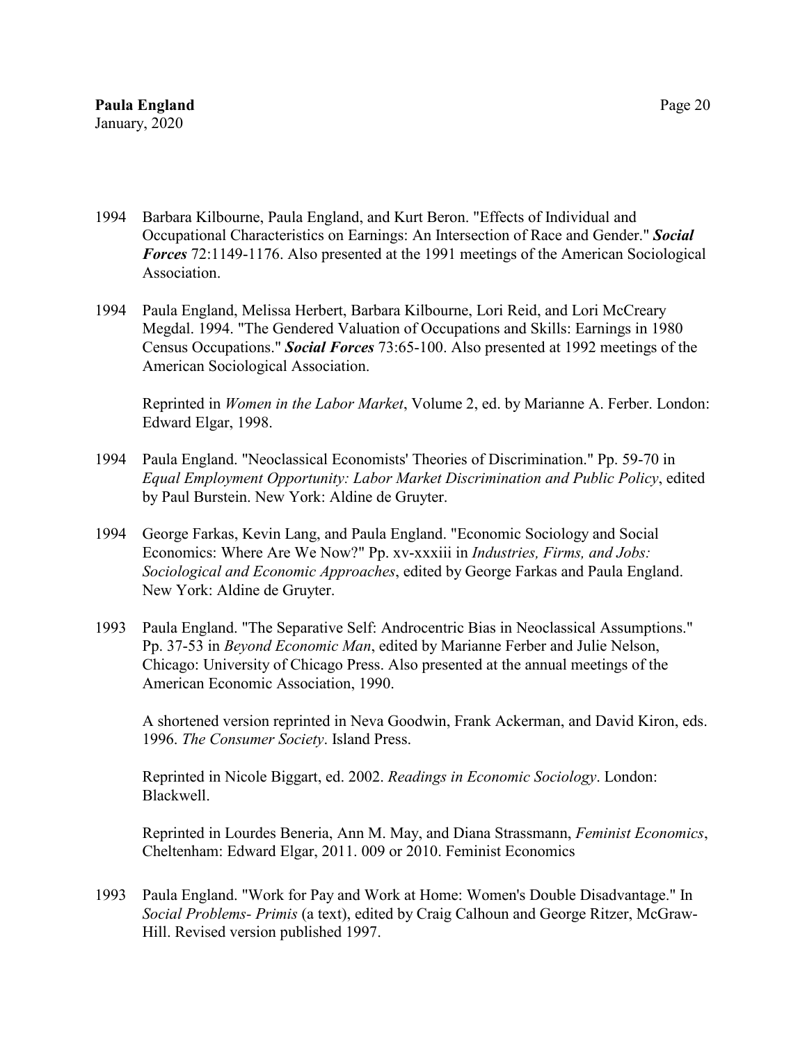1994 Barbara Kilbourne, Paula England, and Kurt Beron. "Effects of Individual and Occupational Characteristics on Earnings: An Intersection of Race and Gender." ***Social Forces*** 72:1149-1176. Also presented at the 1991 meetings of the American Sociological Association.

1994 Paula England, Melissa Herbert, Barbara Kilbourne, Lori Reid, and Lori McCreary Megdal. 1994. "The Gendered Valuation of Occupations and Skills: Earnings in 1980 Census Occupations." ***Social Forces*** 73:65-100. Also presented at 1992 meetings of the American Sociological Association.

Reprinted in *Women in the Labor Market*, Volume 2, ed. by Marianne A. Ferber. London: Edward Elgar, 1998.

1994 Paula England. "Neoclassical Economists' Theories of Discrimination." Pp. 59-70 in *Equal Employment Opportunity: Labor Market Discrimination and Public Policy*, edited by Paul Burstein. New York: Aldine de Gruyter.

1994 George Farkas, Kevin Lang, and Paula England. "Economic Sociology and Social Economics: Where Are We Now?" Pp. xv-xxxiii in *Industries, Firms, and Jobs: Sociological and Economic Approaches*, edited by George Farkas and Paula England. New York: Aldine de Gruyter.

1993 Paula England. "The Separative Self: Androcentric Bias in Neoclassical Assumptions." Pp. 37-53 in *Beyond Economic Man*, edited by Marianne Ferber and Julie Nelson, Chicago: University of Chicago Press. Also presented at the annual meetings of the American Economic Association, 1990.

A shortened version reprinted in Neva Goodwin, Frank Ackerman, and David Kiron, eds. 1996. *The Consumer Society*. Island Press.

Reprinted in Nicole Biggart, ed. 2002. *Readings in Economic Sociology*. London: Blackwell.

Reprinted in Lourdes Beneria, Ann M. May, and Diana Strassmann, *Feminist Economics*, Cheltenham: Edward Elgar, 2011. 009 or 2010. Feminist Economics

1993 Paula England. "Work for Pay and Work at Home: Women's Double Disadvantage." In *Social Problems- Primis* (a text), edited by Craig Calhoun and George Ritzer, McGraw-Hill. Revised version published 1997.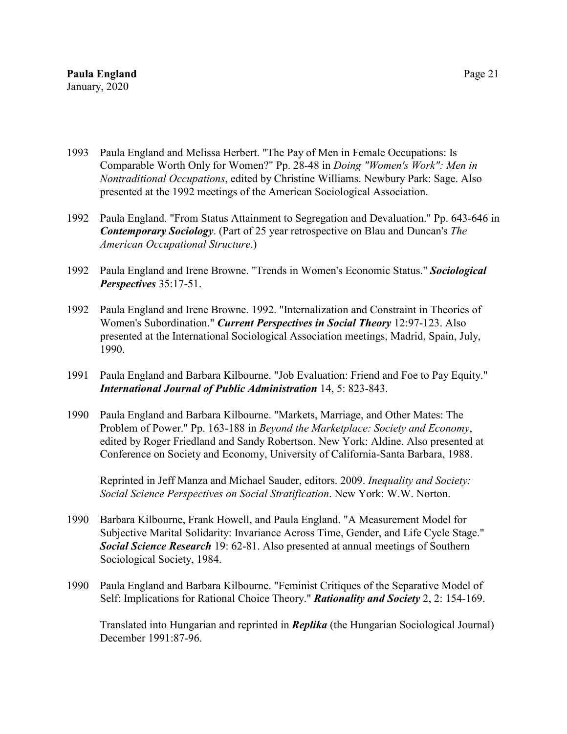1993 Paula England and Melissa Herbert. "The Pay of Men in Female Occupations: Is Comparable Worth Only for Women?" Pp. 28-48 in *Doing "Women's Work": Men in Nontraditional Occupations*, edited by Christine Williams. Newbury Park: Sage. Also presented at the 1992 meetings of the American Sociological Association.

1992 Paula England. "From Status Attainment to Segregation and Devaluation." Pp. 643-646 in ***Contemporary Sociology***. (Part of 25 year retrospective on Blau and Duncan's *The American Occupational Structure*.)

1992 Paula England and Irene Browne. "Trends in Women's Economic Status." ***Sociological Perspectives*** 35:17-51.

1992 Paula England and Irene Browne. 1992. "Internalization and Constraint in Theories of Women's Subordination." ***Current Perspectives in Social Theory*** 12:97-123. Also presented at the International Sociological Association meetings, Madrid, Spain, July, 1990.

1991 Paula England and Barbara Kilbourne. "Job Evaluation: Friend and Foe to Pay Equity." ***International Journal of Public Administration*** 14, 5: 823-843.

1990 Paula England and Barbara Kilbourne. "Markets, Marriage, and Other Mates: The Problem of Power." Pp. 163-188 in *Beyond the Marketplace: Society and Economy*, edited by Roger Friedland and Sandy Robertson. New York: Aldine. Also presented at Conference on Society and Economy, University of California-Santa Barbara, 1988.

Reprinted in Jeff Manza and Michael Sauder, editors. 2009. *Inequality and Society: Social Science Perspectives on Social Stratification*. New York: W.W. Norton.

1990 Barbara Kilbourne, Frank Howell, and Paula England. "A Measurement Model for Subjective Marital Solidarity: Invariance Across Time, Gender, and Life Cycle Stage." ***Social Science Research*** 19: 62-81. Also presented at annual meetings of Southern Sociological Society, 1984.

1990 Paula England and Barbara Kilbourne. "Feminist Critiques of the Separative Model of Self: Implications for Rational Choice Theory." ***Rationality and Society*** 2, 2: 154-169.

Translated into Hungarian and reprinted in ***Replika*** (the Hungarian Sociological Journal) December 1991:87-96.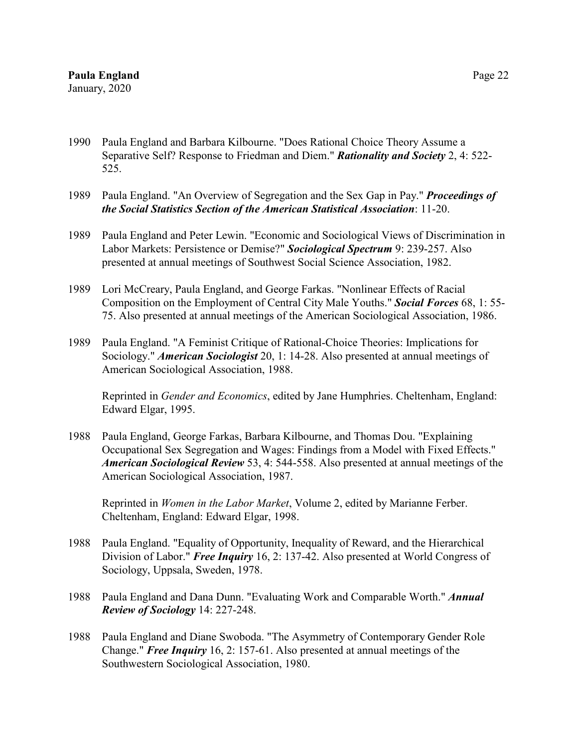1990 Paula England and Barbara Kilbourne. "Does Rational Choice Theory Assume a Separative Self? Response to Friedman and Diem." ***Rationality and Society*** 2, 4: 522-525.

1989 Paula England. "An Overview of Segregation and the Sex Gap in Pay." ***Proceedings of the Social Statistics Section of the American Statistical Association***: 11-20.

1989 Paula England and Peter Lewin. "Economic and Sociological Views of Discrimination in Labor Markets: Persistence or Demise?" ***Sociological Spectrum*** 9: 239-257. Also presented at annual meetings of Southwest Social Science Association, 1982.

1989 Lori McCreary, Paula England, and George Farkas. "Nonlinear Effects of Racial Composition on the Employment of Central City Male Youths." ***Social Forces*** 68, 1: 55-75. Also presented at annual meetings of the American Sociological Association, 1986.

1989 Paula England. "A Feminist Critique of Rational-Choice Theories: Implications for Sociology." ***American Sociologist*** 20, 1: 14-28. Also presented at annual meetings of American Sociological Association, 1988.

Reprinted in *Gender and Economics*, edited by Jane Humphries. Cheltenham, England: Edward Elgar, 1995.

1988 Paula England, George Farkas, Barbara Kilbourne, and Thomas Dou. "Explaining Occupational Sex Segregation and Wages: Findings from a Model with Fixed Effects." ***American Sociological Review*** 53, 4: 544-558. Also presented at annual meetings of the American Sociological Association, 1987.

Reprinted in *Women in the Labor Market*, Volume 2, edited by Marianne Ferber. Cheltenham, England: Edward Elgar, 1998.

1988 Paula England. "Equality of Opportunity, Inequality of Reward, and the Hierarchical Division of Labor." ***Free Inquiry*** 16, 2: 137-42. Also presented at World Congress of Sociology, Uppsala, Sweden, 1978.

1988 Paula England and Dana Dunn. "Evaluating Work and Comparable Worth." ***Annual Review of Sociology*** 14: 227-248.

1988 Paula England and Diane Swoboda. "The Asymmetry of Contemporary Gender Role Change." ***Free Inquiry*** 16, 2: 157-61. Also presented at annual meetings of the Southwestern Sociological Association, 1980.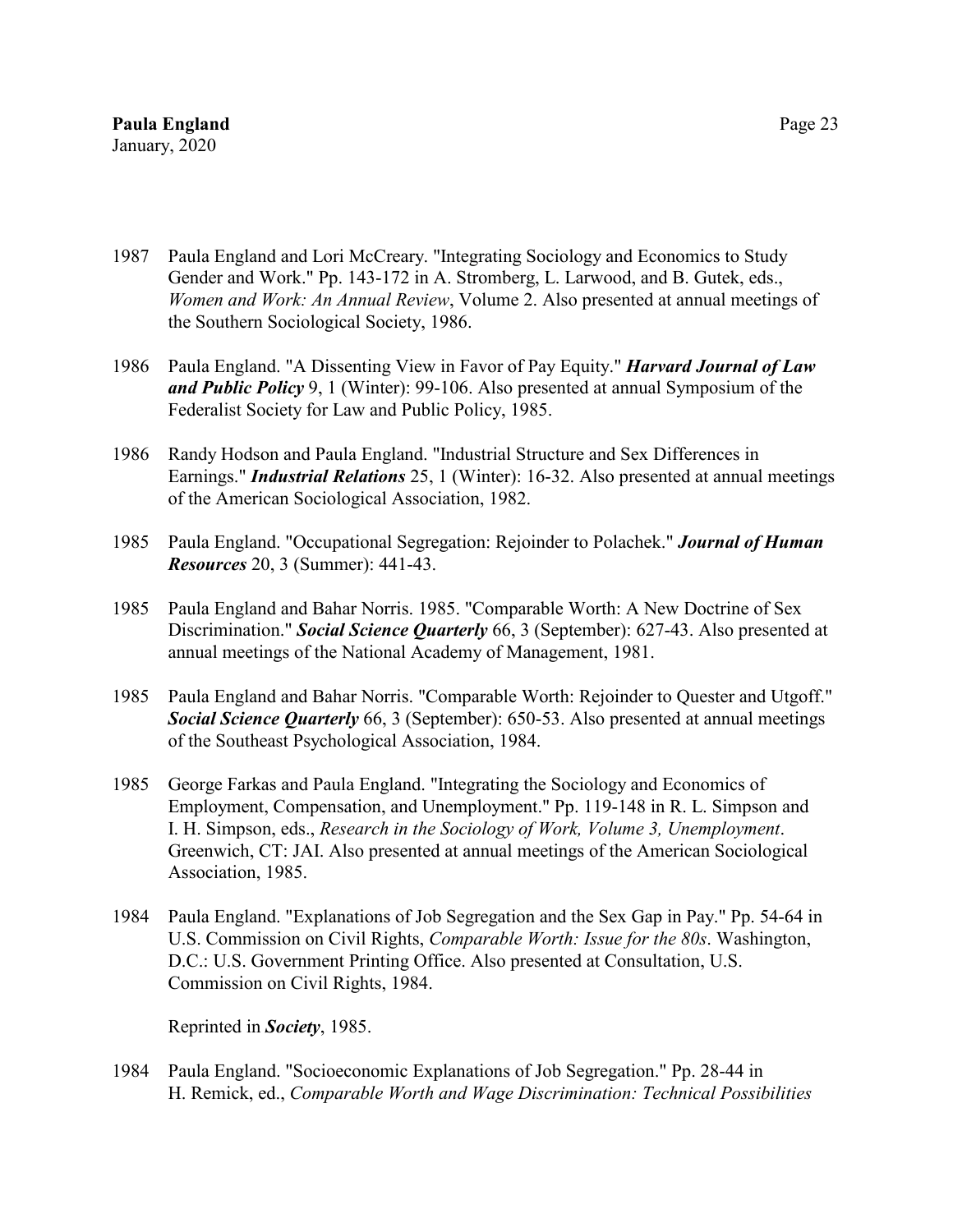1987 Paula England and Lori McCreary. "Integrating Sociology and Economics to Study Gender and Work." Pp. 143-172 in A. Stromberg, L. Larwood, and B. Gutek, eds., *Women and Work: An Annual Review*, Volume 2. Also presented at annual meetings of the Southern Sociological Society, 1986.

1986 Paula England. "A Dissenting View in Favor of Pay Equity." ***Harvard Journal of Law and Public Policy*** 9, 1 (Winter): 99-106. Also presented at annual Symposium of the Federalist Society for Law and Public Policy, 1985.

1986 Randy Hodson and Paula England. "Industrial Structure and Sex Differences in Earnings." ***Industrial Relations*** 25, 1 (Winter): 16-32. Also presented at annual meetings of the American Sociological Association, 1982.

1985 Paula England. "Occupational Segregation: Rejoinder to Polachek." ***Journal of Human Resources*** 20, 3 (Summer): 441-43.

1985 Paula England and Bahar Norris. 1985. "Comparable Worth: A New Doctrine of Sex Discrimination." ***Social Science Quarterly*** 66, 3 (September): 627-43. Also presented at annual meetings of the National Academy of Management, 1981.

1985 Paula England and Bahar Norris. "Comparable Worth: Rejoinder to Quester and Utgoff." ***Social Science Quarterly*** 66, 3 (September): 650-53. Also presented at annual meetings of the Southeast Psychological Association, 1984.

1985 George Farkas and Paula England. "Integrating the Sociology and Economics of Employment, Compensation, and Unemployment." Pp. 119-148 in R. L. Simpson and I. H. Simpson, eds., *Research in the Sociology of Work, Volume 3, Unemployment*. Greenwich, CT: JAI. Also presented at annual meetings of the American Sociological Association, 1985.

1984 Paula England. "Explanations of Job Segregation and the Sex Gap in Pay." Pp. 54-64 in U.S. Commission on Civil Rights, *Comparable Worth: Issue for the 80s*. Washington, D.C.: U.S. Government Printing Office. Also presented at Consultation, U.S. Commission on Civil Rights, 1984.

Reprinted in ***Society***, 1985.

1984 Paula England. "Socioeconomic Explanations of Job Segregation." Pp. 28-44 in H. Remick, ed., *Comparable Worth and Wage Discrimination: Technical Possibilities*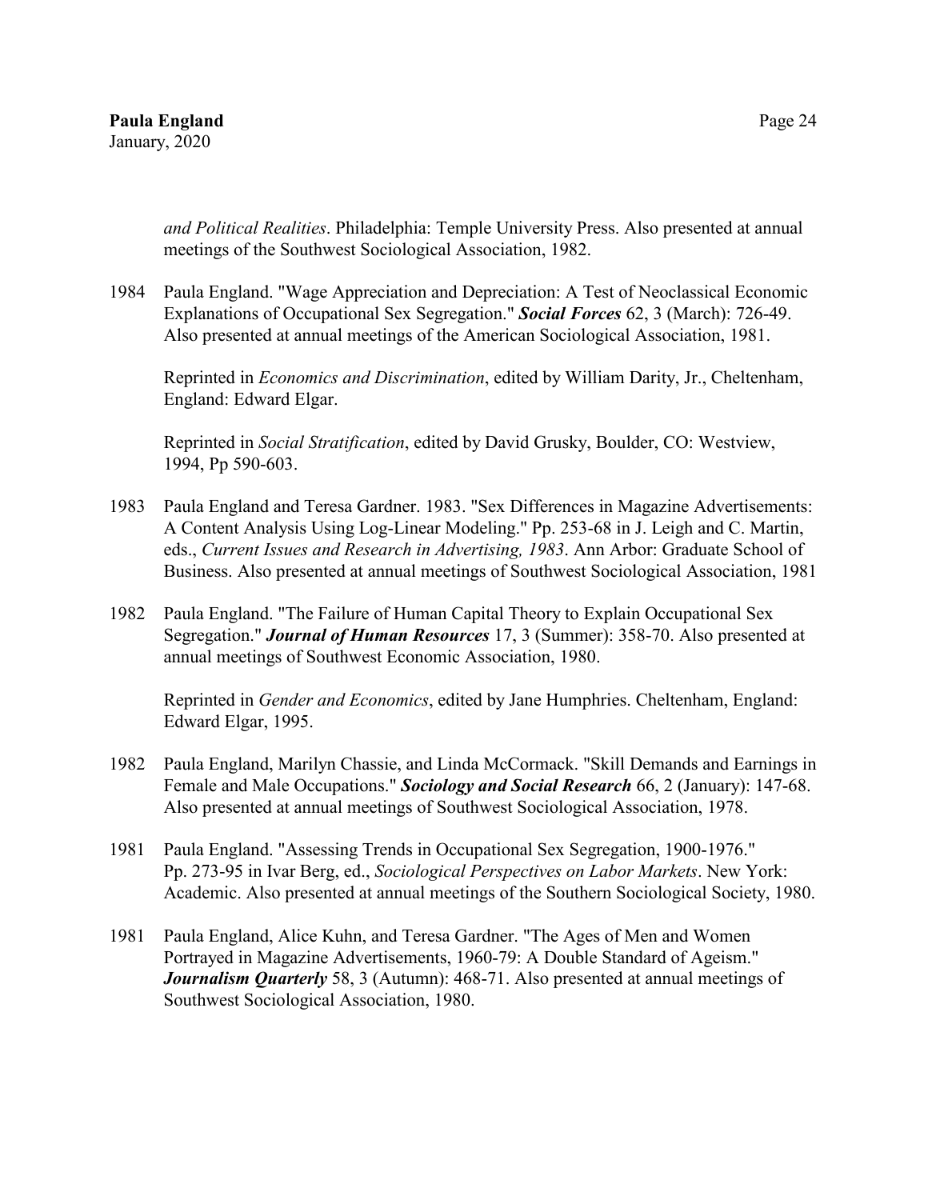*and Political Realities*. Philadelphia: Temple University Press. Also presented at annual meetings of the Southwest Sociological Association, 1982.

1984 Paula England. "Wage Appreciation and Depreciation: A Test of Neoclassical Economic Explanations of Occupational Sex Segregation." ***Social Forces*** 62, 3 (March): 726-49. Also presented at annual meetings of the American Sociological Association, 1981.

Reprinted in *Economics and Discrimination*, edited by William Darity, Jr., Cheltenham, England: Edward Elgar.

Reprinted in *Social Stratification*, edited by David Grusky, Boulder, CO: Westview, 1994, Pp 590-603.

1983 Paula England and Teresa Gardner. 1983. "Sex Differences in Magazine Advertisements: A Content Analysis Using Log-Linear Modeling." Pp. 253-68 in J. Leigh and C. Martin, eds., *Current Issues and Research in Advertising, 1983*. Ann Arbor: Graduate School of Business. Also presented at annual meetings of Southwest Sociological Association, 1981

1982 Paula England. "The Failure of Human Capital Theory to Explain Occupational Sex Segregation." ***Journal of Human Resources*** 17, 3 (Summer): 358-70. Also presented at annual meetings of Southwest Economic Association, 1980.

Reprinted in *Gender and Economics*, edited by Jane Humphries. Cheltenham, England: Edward Elgar, 1995.

1982 Paula England, Marilyn Chassie, and Linda McCormack. "Skill Demands and Earnings in Female and Male Occupations." ***Sociology and Social Research*** 66, 2 (January): 147-68. Also presented at annual meetings of Southwest Sociological Association, 1978.

1981 Paula England. "Assessing Trends in Occupational Sex Segregation, 1900-1976." Pp. 273-95 in Ivar Berg, ed., *Sociological Perspectives on Labor Markets*. New York: Academic. Also presented at annual meetings of the Southern Sociological Society, 1980.

1981 Paula England, Alice Kuhn, and Teresa Gardner. "The Ages of Men and Women Portrayed in Magazine Advertisements, 1960-79: A Double Standard of Ageism." ***Journalism Quarterly*** 58, 3 (Autumn): 468-71. Also presented at annual meetings of Southwest Sociological Association, 1980.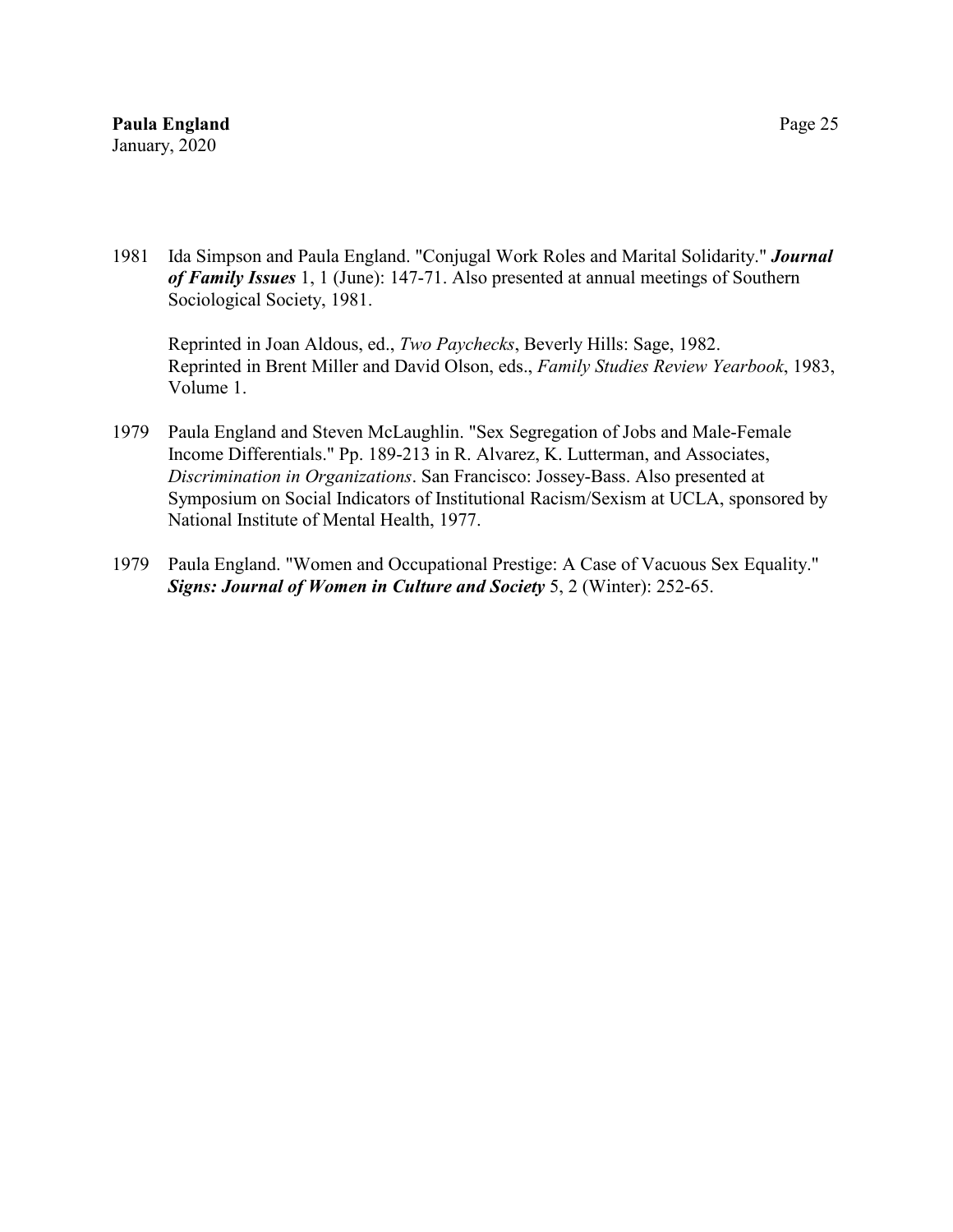1981 Ida Simpson and Paula England. "Conjugal Work Roles and Marital Solidarity." ***Journal of Family Issues*** 1, 1 (June): 147-71. Also presented at annual meetings of Southern Sociological Society, 1981.

Reprinted in Joan Aldous, ed., *Two Paychecks*, Beverly Hills: Sage, 1982.
Reprinted in Brent Miller and David Olson, eds., *Family Studies Review Yearbook*, 1983, Volume 1.

1979 Paula England and Steven McLaughlin. "Sex Segregation of Jobs and Male-Female Income Differentials." Pp. 189-213 in R. Alvarez, K. Lutterman, and Associates, *Discrimination in Organizations*. San Francisco: Jossey-Bass. Also presented at Symposium on Social Indicators of Institutional Racism/Sexism at UCLA, sponsored by National Institute of Mental Health, 1977.

1979 Paula England. "Women and Occupational Prestige: A Case of Vacuous Sex Equality." ***Signs: Journal of Women in Culture and Society*** 5, 2 (Winter): 252-65.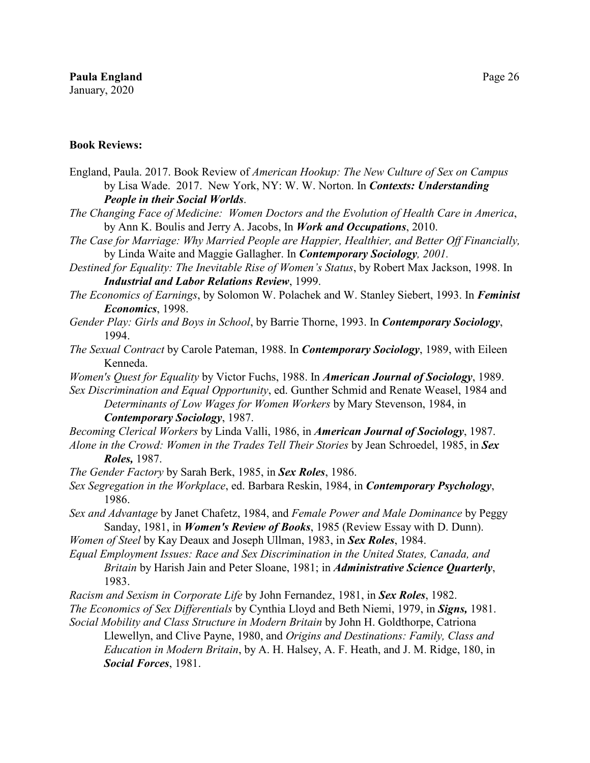**Book Reviews:**

England, Paula. 2017. Book Review of *American Hookup: The New Culture of Sex on Campus* by Lisa Wade. 2017. New York, NY: W. W. Norton. In ***Contexts: Understanding People in their Social Worlds***.

*The Changing Face of Medicine: Women Doctors and the Evolution of Health Care in America*, by Ann K. Boulis and Jerry A. Jacobs, In ***Work and Occupations***, 2010.

*The Case for Marriage: Why Married People are Happier, Healthier, and Better Off Financially,* by Linda Waite and Maggie Gallagher. In ***Contemporary Sociology**, 2001.*

*Destined for Equality: The Inevitable Rise of Women's Status*, by Robert Max Jackson, 1998. In ***Industrial and Labor Relations Review***, 1999.

*The Economics of Earnings*, by Solomon W. Polachek and W. Stanley Siebert, 1993. In ***Feminist Economics***, 1998.

*Gender Play: Girls and Boys in School*, by Barrie Thorne, 1993. In ***Contemporary Sociology***, 1994.

*The Sexual Contract* by Carole Pateman, 1988. In ***Contemporary Sociology***, 1989, with Eileen Kenneda.

*Women's Quest for Equality* by Victor Fuchs, 1988. In ***American Journal of Sociology***, 1989.

*Sex Discrimination and Equal Opportunity*, ed. Gunther Schmid and Renate Weasel, 1984 and *Determinants of Low Wages for Women Workers* by Mary Stevenson, 1984, in ***Contemporary Sociology***, 1987.

*Becoming Clerical Workers* by Linda Valli, 1986, in ***American Journal of Sociology***, 1987.

*Alone in the Crowd: Women in the Trades Tell Their Stories* by Jean Schroedel, 1985, in ***Sex Roles,*** 1987.

*The Gender Factory* by Sarah Berk, 1985, in ***Sex Roles***, 1986.

*Sex Segregation in the Workplace*, ed. Barbara Reskin, 1984, in ***Contemporary Psychology***, 1986.

*Sex and Advantage* by Janet Chafetz, 1984, and *Female Power and Male Dominance* by Peggy Sanday, 1981, in ***Women's Review of Books***, 1985 (Review Essay with D. Dunn).

*Women of Steel* by Kay Deaux and Joseph Ullman, 1983, in ***Sex Roles***, 1984.

*Equal Employment Issues: Race and Sex Discrimination in the United States, Canada, and Britain* by Harish Jain and Peter Sloane, 1981; in ***Administrative Science Quarterly***, 1983.

*Racism and Sexism in Corporate Life* by John Fernandez, 1981, in ***Sex Roles***, 1982.

*The Economics of Sex Differentials* by Cynthia Lloyd and Beth Niemi, 1979, in ***Signs,*** 1981.

*Social Mobility and Class Structure in Modern Britain* by John H. Goldthorpe, Catriona Llewellyn, and Clive Payne, 1980, and *Origins and Destinations: Family, Class and Education in Modern Britain*, by A. H. Halsey, A. F. Heath, and J. M. Ridge, 180, in ***Social Forces***, 1981.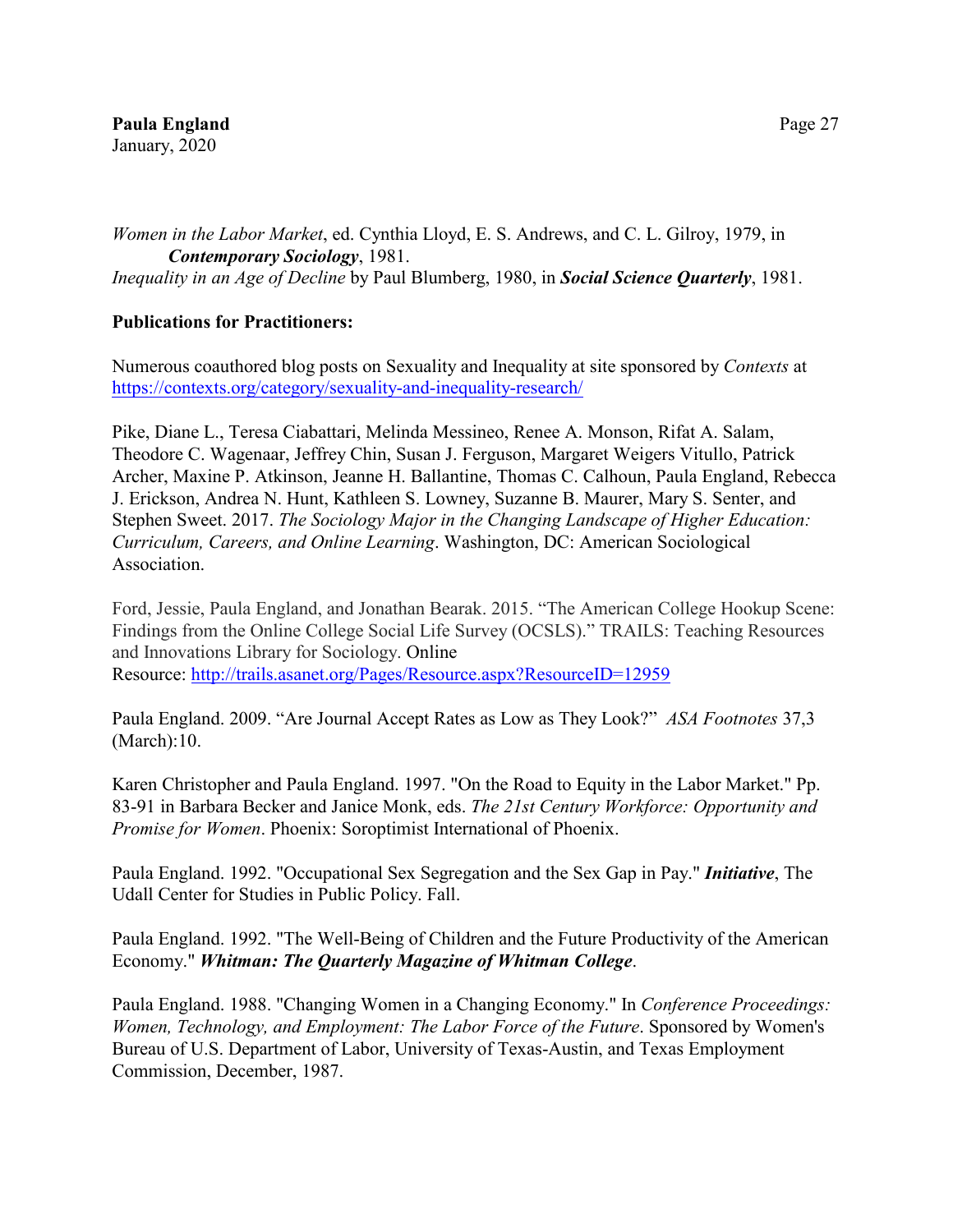*Women in the Labor Market*, ed. Cynthia Lloyd, E. S. Andrews, and C. L. Gilroy, 1979, in ***Contemporary Sociology***, 1981.
*Inequality in an Age of Decline* by Paul Blumberg, 1980, in ***Social Science Quarterly***, 1981.

**Publications for Practitioners:**

Numerous coauthored blog posts on Sexuality and Inequality at site sponsored by *Contexts* at https://contexts.org/category/sexuality-and-inequality-research/

Pike, Diane L., Teresa Ciabattari, Melinda Messineo, Renee A. Monson, Rifat A. Salam, Theodore C. Wagenaar, Jeffrey Chin, Susan J. Ferguson, Margaret Weigers Vitullo, Patrick Archer, Maxine P. Atkinson, Jeanne H. Ballantine, Thomas C. Calhoun, Paula England, Rebecca J. Erickson, Andrea N. Hunt, Kathleen S. Lowney, Suzanne B. Maurer, Mary S. Senter, and Stephen Sweet. 2017. *The Sociology Major in the Changing Landscape of Higher Education: Curriculum, Careers, and Online Learning*. Washington, DC: American Sociological Association.

Ford, Jessie, Paula England, and Jonathan Bearak. 2015. "The American College Hookup Scene: Findings from the Online College Social Life Survey (OCSLS)." TRAILS: Teaching Resources and Innovations Library for Sociology. Online Resource: http://trails.asanet.org/Pages/Resource.aspx?ResourceID=12959

Paula England. 2009. "Are Journal Accept Rates as Low as They Look?" *ASA Footnotes* 37,3 (March):10.

Karen Christopher and Paula England. 1997. "On the Road to Equity in the Labor Market." Pp. 83-91 in Barbara Becker and Janice Monk, eds. *The 21st Century Workforce: Opportunity and Promise for Women*. Phoenix: Soroptimist International of Phoenix.

Paula England. 1992. "Occupational Sex Segregation and the Sex Gap in Pay." ***Initiative***, The Udall Center for Studies in Public Policy. Fall.

Paula England. 1992. "The Well-Being of Children and the Future Productivity of the American Economy." ***Whitman: The Quarterly Magazine of Whitman College***.

Paula England. 1988. "Changing Women in a Changing Economy." In *Conference Proceedings: Women, Technology, and Employment: The Labor Force of the Future*. Sponsored by Women's Bureau of U.S. Department of Labor, University of Texas-Austin, and Texas Employment Commission, December, 1987.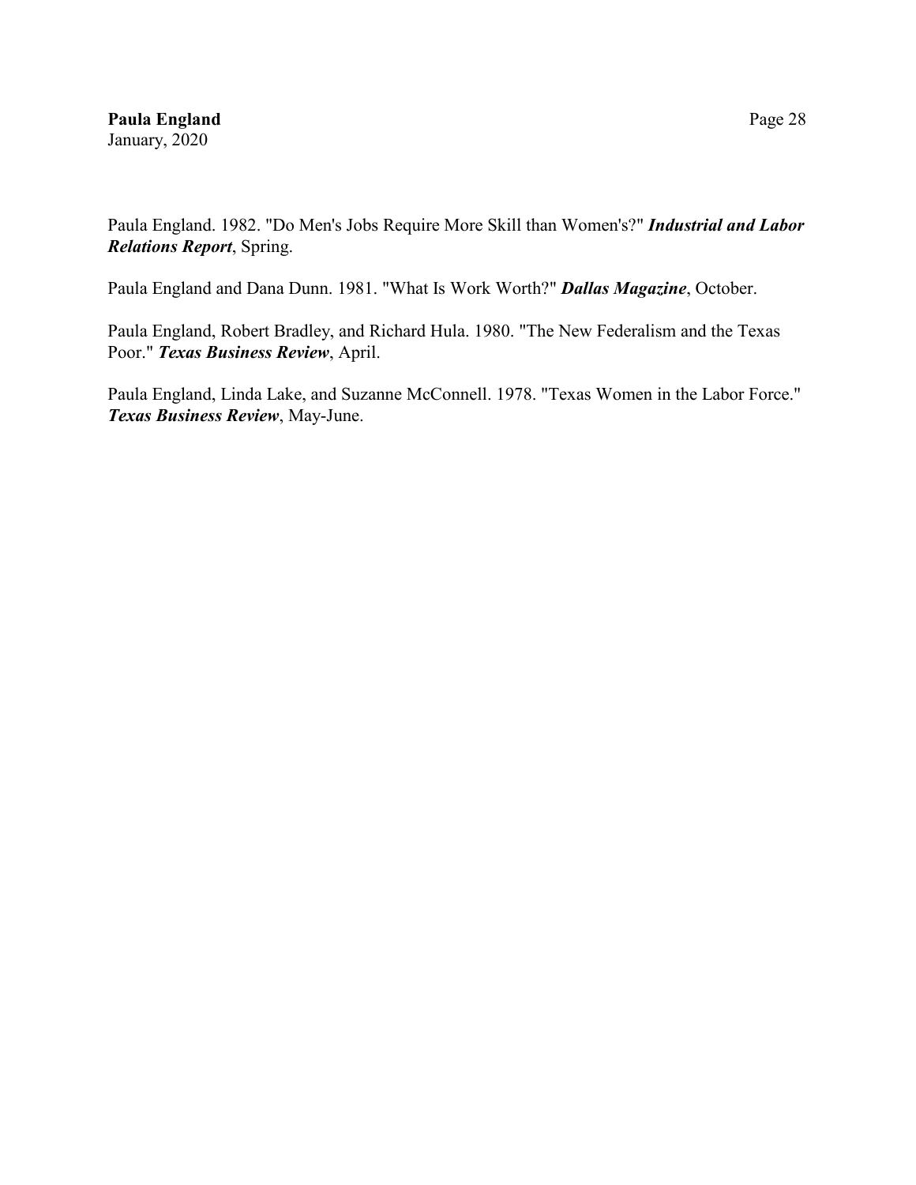Paula England. 1982. "Do Men's Jobs Require More Skill than Women's?" ***Industrial and Labor Relations Report***, Spring.

Paula England and Dana Dunn. 1981. "What Is Work Worth?" ***Dallas Magazine***, October.

Paula England, Robert Bradley, and Richard Hula. 1980. "The New Federalism and the Texas Poor." ***Texas Business Review***, April.

Paula England, Linda Lake, and Suzanne McConnell. 1978. "Texas Women in the Labor Force." ***Texas Business Review***, May-June.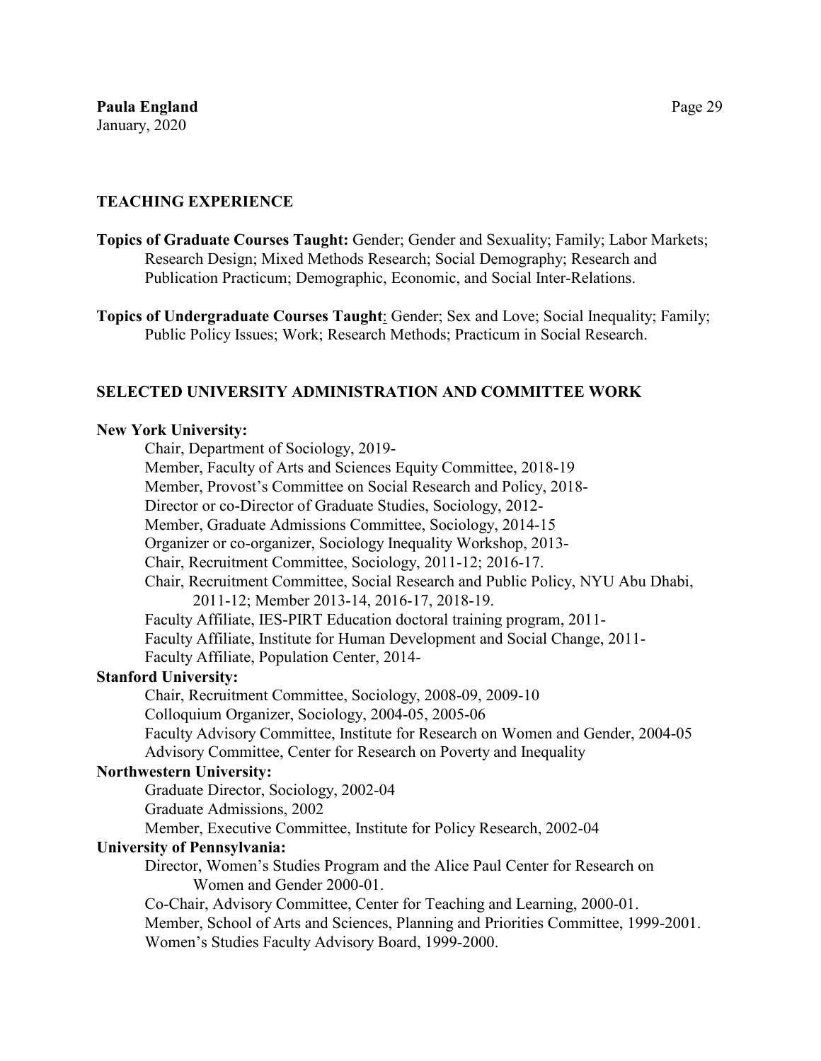## TEACHING EXPERIENCE

**Topics of Graduate Courses Taught:** Gender; Gender and Sexuality; Family; Labor Markets; Research Design; Mixed Methods Research; Social Demography; Research and Publication Practicum; Demographic, Economic, and Social Inter-Relations.

**Topics of Undergraduate Courses Taught**: Gender; Sex and Love; Social Inequality; Family; Public Policy Issues; Work; Research Methods; Practicum in Social Research.

## SELECTED UNIVERSITY ADMINISTRATION AND COMMITTEE WORK

**New York University:**

- Chair, Department of Sociology, 2019-
- Member, Faculty of Arts and Sciences Equity Committee, 2018-19
- Member, Provost's Committee on Social Research and Policy, 2018-
- Director or co-Director of Graduate Studies, Sociology, 2012-
- Member, Graduate Admissions Committee, Sociology, 2014-15
- Organizer or co-organizer, Sociology Inequality Workshop, 2013-
- Chair, Recruitment Committee, Sociology, 2011-12; 2016-17.
- Chair, Recruitment Committee, Social Research and Public Policy, NYU Abu Dhabi, 2011-12; Member 2013-14, 2016-17, 2018-19.
- Faculty Affiliate, IES-PIRT Education doctoral training program, 2011-
- Faculty Affiliate, Institute for Human Development and Social Change, 2011-
- Faculty Affiliate, Population Center, 2014-

**Stanford University:**

- Chair, Recruitment Committee, Sociology, 2008-09, 2009-10
- Colloquium Organizer, Sociology, 2004-05, 2005-06
- Faculty Advisory Committee, Institute for Research on Women and Gender, 2004-05
- Advisory Committee, Center for Research on Poverty and Inequality

**Northwestern University:**

- Graduate Director, Sociology, 2002-04
- Graduate Admissions, 2002
- Member, Executive Committee, Institute for Policy Research, 2002-04

**University of Pennsylvania:**

- Director, Women's Studies Program and the Alice Paul Center for Research on Women and Gender 2000-01.
- Co-Chair, Advisory Committee, Center for Teaching and Learning, 2000-01.
- Member, School of Arts and Sciences, Planning and Priorities Committee, 1999-2001.
- Women's Studies Faculty Advisory Board, 1999-2000.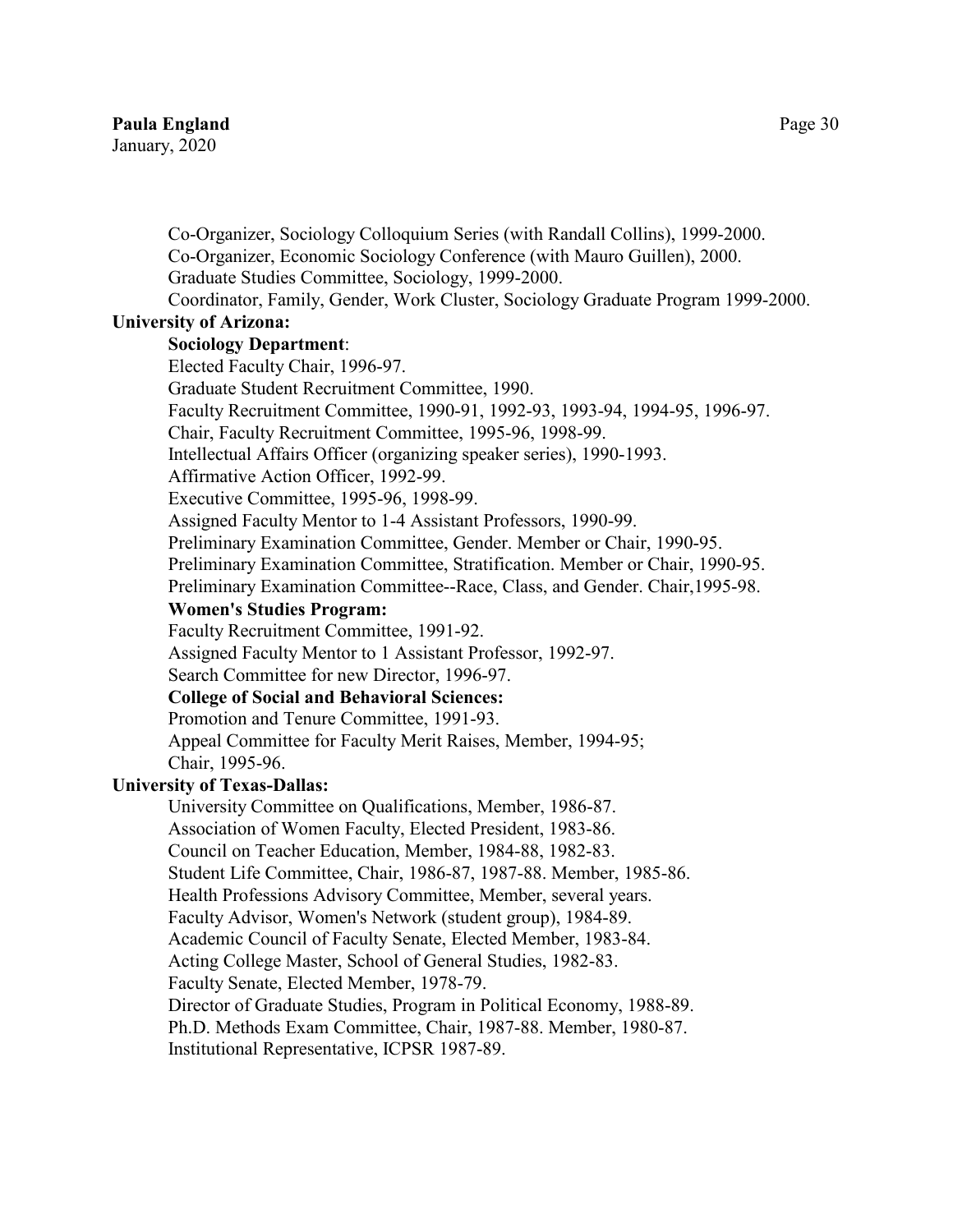Co-Organizer, Sociology Colloquium Series (with Randall Collins), 1999-2000.
Co-Organizer, Economic Sociology Conference (with Mauro Guillen), 2000.
Graduate Studies Committee, Sociology, 1999-2000.
Coordinator, Family, Gender, Work Cluster, Sociology Graduate Program 1999-2000.

**University of Arizona:**

**Sociology Department**:
Elected Faculty Chair, 1996-97.
Graduate Student Recruitment Committee, 1990.
Faculty Recruitment Committee, 1990-91, 1992-93, 1993-94, 1994-95, 1996-97.
Chair, Faculty Recruitment Committee, 1995-96, 1998-99.
Intellectual Affairs Officer (organizing speaker series), 1990-1993.
Affirmative Action Officer, 1992-99.
Executive Committee, 1995-96, 1998-99.
Assigned Faculty Mentor to 1-4 Assistant Professors, 1990-99.
Preliminary Examination Committee, Gender. Member or Chair, 1990-95.
Preliminary Examination Committee, Stratification. Member or Chair, 1990-95.
Preliminary Examination Committee--Race, Class, and Gender. Chair,1995-98.

**Women's Studies Program:**
Faculty Recruitment Committee, 1991-92.
Assigned Faculty Mentor to 1 Assistant Professor, 1992-97.
Search Committee for new Director, 1996-97.

**College of Social and Behavioral Sciences:**
Promotion and Tenure Committee, 1991-93.
Appeal Committee for Faculty Merit Raises, Member, 1994-95;
Chair, 1995-96.

**University of Texas-Dallas:**
University Committee on Qualifications, Member, 1986-87.
Association of Women Faculty, Elected President, 1983-86.
Council on Teacher Education, Member, 1984-88, 1982-83.
Student Life Committee, Chair, 1986-87, 1987-88. Member, 1985-86.
Health Professions Advisory Committee, Member, several years.
Faculty Advisor, Women's Network (student group), 1984-89.
Academic Council of Faculty Senate, Elected Member, 1983-84.
Acting College Master, School of General Studies, 1982-83.
Faculty Senate, Elected Member, 1978-79.
Director of Graduate Studies, Program in Political Economy, 1988-89.
Ph.D. Methods Exam Committee, Chair, 1987-88. Member, 1980-87.
Institutional Representative, ICPSR 1987-89.